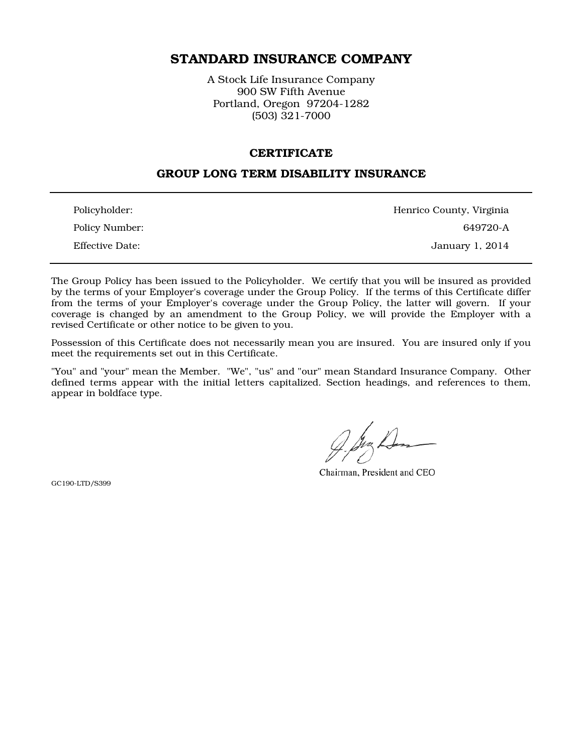# STANDARD INSURANCE COMPANY

A Stock Life Insurance Company
900 SW Fifth Avenue
Portland, Oregon 97204-1282
(503) 321-7000

## CERTIFICATE

## GROUP LONG TERM DISABILITY INSURANCE

| | |
|---|---|
| Policyholder: | Henrico County, Virginia |
| Policy Number: | 649720-A |
| Effective Date: | January 1, 2014 |

The Group Policy has been issued to the Policyholder. We certify that you will be insured as provided by the terms of your Employer's coverage under the Group Policy. If the terms of this Certificate differ from the terms of your Employer's coverage under the Group Policy, the latter will govern. If your coverage is changed by an amendment to the Group Policy, we will provide the Employer with a revised Certificate or other notice to be given to you.

Possession of this Certificate does not necessarily mean you are insured. You are insured only if you meet the requirements set out in this Certificate.

"You" and "your" mean the Member. "We", "us" and "our" mean Standard Insurance Company. Other defined terms appear with the initial letters capitalized. Section headings, and references to them, appear in boldface type.

Chairman, President and CEO

GC190-LTD/S399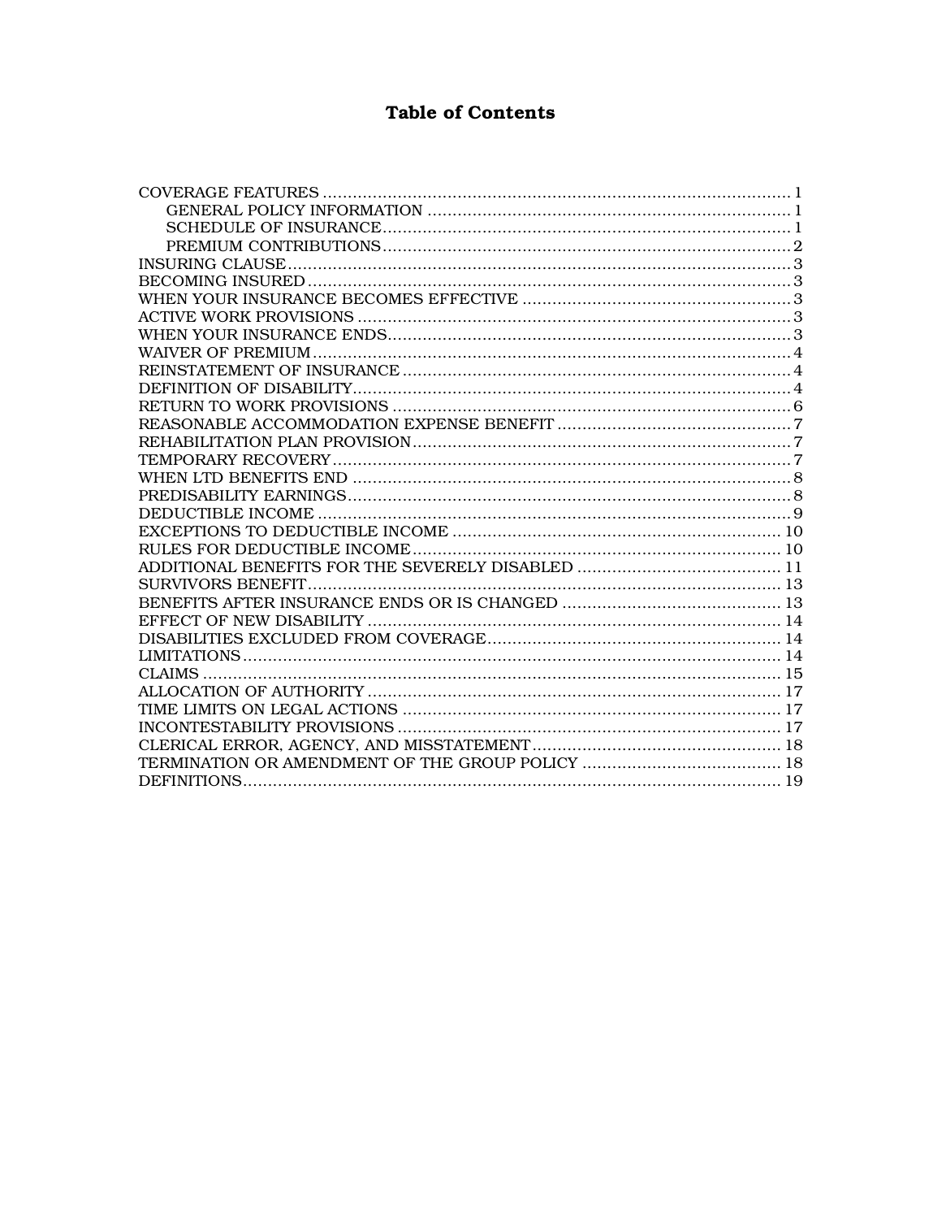# Table of Contents

| Section | Page |
|---|---|
| COVERAGE FEATURES | 1 |
| &nbsp;&nbsp;&nbsp;&nbsp;GENERAL POLICY INFORMATION | 1 |
| &nbsp;&nbsp;&nbsp;&nbsp;SCHEDULE OF INSURANCE | 1 |
| &nbsp;&nbsp;&nbsp;&nbsp;PREMIUM CONTRIBUTIONS | 2 |
| INSURING CLAUSE | 3 |
| BECOMING INSURED | 3 |
| WHEN YOUR INSURANCE BECOMES EFFECTIVE | 3 |
| ACTIVE WORK PROVISIONS | 3 |
| WHEN YOUR INSURANCE ENDS | 3 |
| WAIVER OF PREMIUM | 4 |
| REINSTATEMENT OF INSURANCE | 4 |
| DEFINITION OF DISABILITY | 4 |
| RETURN TO WORK PROVISIONS | 6 |
| REASONABLE ACCOMMODATION EXPENSE BENEFIT | 7 |
| REHABILITATION PLAN PROVISION | 7 |
| TEMPORARY RECOVERY | 7 |
| WHEN LTD BENEFITS END | 8 |
| PREDISABILITY EARNINGS | 8 |
| DEDUCTIBLE INCOME | 9 |
| EXCEPTIONS TO DEDUCTIBLE INCOME | 10 |
| RULES FOR DEDUCTIBLE INCOME | 10 |
| ADDITIONAL BENEFITS FOR THE SEVERELY DISABLED | 11 |
| SURVIVORS BENEFIT | 13 |
| BENEFITS AFTER INSURANCE ENDS OR IS CHANGED | 13 |
| EFFECT OF NEW DISABILITY | 14 |
| DISABILITIES EXCLUDED FROM COVERAGE | 14 |
| LIMITATIONS | 14 |
| CLAIMS | 15 |
| ALLOCATION OF AUTHORITY | 17 |
| TIME LIMITS ON LEGAL ACTIONS | 17 |
| INCONTESTABILITY PROVISIONS | 17 |
| CLERICAL ERROR, AGENCY, AND MISSTATEMENT | 18 |
| TERMINATION OR AMENDMENT OF THE GROUP POLICY | 18 |
| DEFINITIONS | 19 |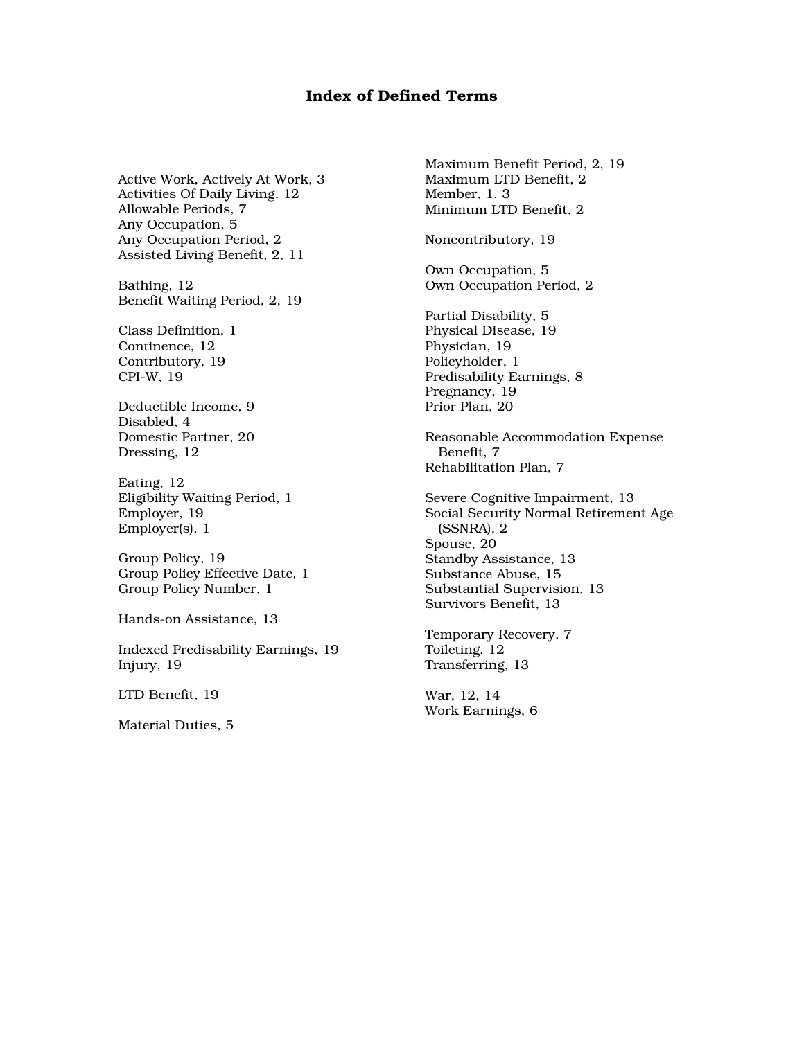# Index of Defined Terms

Active Work, Actively At Work, 3
Activities Of Daily Living, 12
Allowable Periods, 7
Any Occupation, 5
Any Occupation Period, 2
Assisted Living Benefit, 2, 11

Bathing, 12
Benefit Waiting Period, 2, 19

Class Definition, 1
Continence, 12
Contributory, 19
CPI-W, 19

Deductible Income, 9
Disabled, 4
Domestic Partner, 20
Dressing, 12

Eating, 12
Eligibility Waiting Period, 1
Employer, 19
Employer(s), 1

Group Policy, 19
Group Policy Effective Date, 1
Group Policy Number, 1

Hands-on Assistance, 13

Indexed Predisability Earnings, 19
Injury, 19

LTD Benefit, 19

Material Duties, 5
Maximum Benefit Period, 2, 19
Maximum LTD Benefit, 2
Member, 1, 3
Minimum LTD Benefit, 2

Noncontributory, 19

Own Occupation, 5
Own Occupation Period, 2

Partial Disability, 5
Physical Disease, 19
Physician, 19
Policyholder, 1
Predisability Earnings, 8
Pregnancy, 19
Prior Plan, 20

Reasonable Accommodation Expense Benefit, 7
Rehabilitation Plan, 7

Severe Cognitive Impairment, 13
Social Security Normal Retirement Age (SSNRA), 2
Spouse, 20
Standby Assistance, 13
Substance Abuse, 15
Substantial Supervision, 13
Survivors Benefit, 13

Temporary Recovery, 7
Toileting, 12
Transferring, 13

War, 12, 14
Work Earnings, 6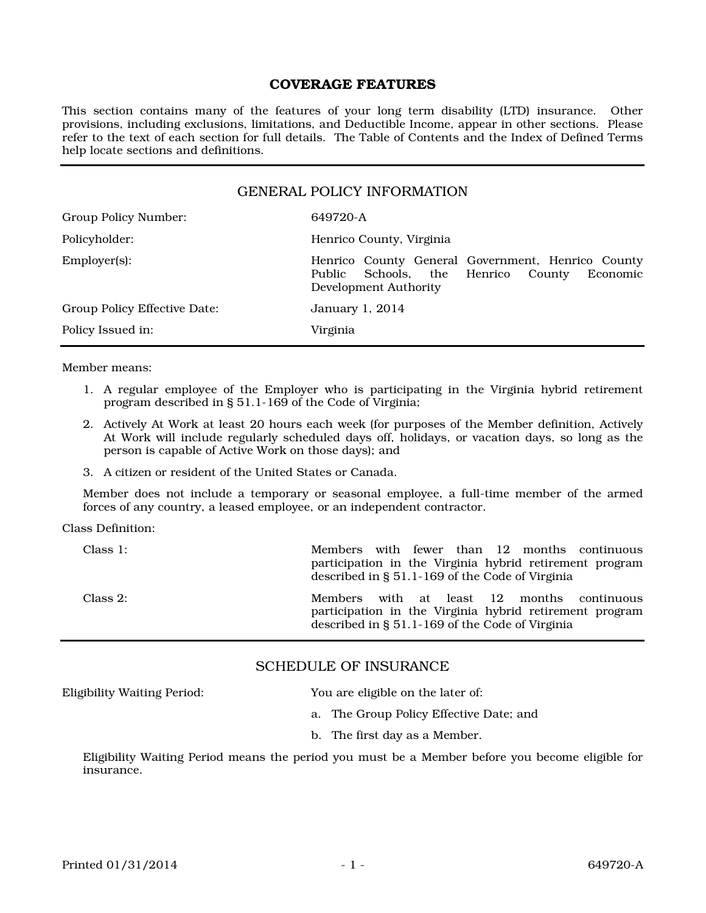# COVERAGE FEATURES

This section contains many of the features of your long term disability (LTD) insurance. Other provisions, including exclusions, limitations, and Deductible Income, appear in other sections. Please refer to the text of each section for full details. The Table of Contents and the Index of Defined Terms help locate sections and definitions.

## GENERAL POLICY INFORMATION

| | |
|---|---|
| Group Policy Number: | 649720-A |
| Policyholder: | Henrico County, Virginia |
| Employer(s): | Henrico County General Government, Henrico County Public Schools, the Henrico County Economic Development Authority |
| Group Policy Effective Date: | January 1, 2014 |
| Policy Issued in: | Virginia |

Member means:

1. A regular employee of the Employer who is participating in the Virginia hybrid retirement program described in § 51.1-169 of the Code of Virginia;
2. Actively At Work at least 20 hours each week (for purposes of the Member definition, Actively At Work will include regularly scheduled days off, holidays, or vacation days, so long as the person is capable of Active Work on those days); and
3. A citizen or resident of the United States or Canada.

Member does not include a temporary or seasonal employee, a full-time member of the armed forces of any country, a leased employee, or an independent contractor.

Class Definition:

| | |
|---|---|
| Class 1: | Members with fewer than 12 months continuous participation in the Virginia hybrid retirement program described in § 51.1-169 of the Code of Virginia |
| Class 2: | Members with at least 12 months continuous participation in the Virginia hybrid retirement program described in § 51.1-169 of the Code of Virginia |

## SCHEDULE OF INSURANCE

Eligibility Waiting Period: You are eligible on the later of:

a. The Group Policy Effective Date; and
b. The first day as a Member.

Eligibility Waiting Period means the period you must be a Member before you become eligible for insurance.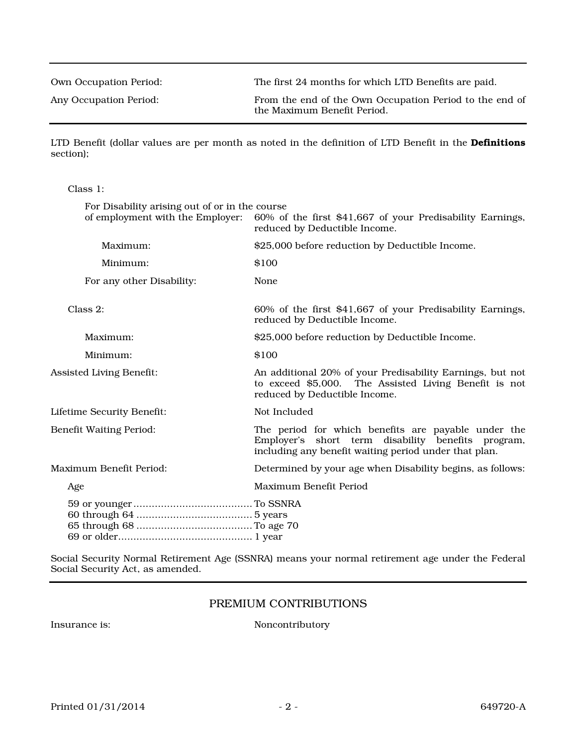| | |
|---|---|
| Own Occupation Period: | The first 24 months for which LTD Benefits are paid. |
| Any Occupation Period: | From the end of the Own Occupation Period to the end of the Maximum Benefit Period. |

LTD Benefit (dollar values are per month as noted in the definition of LTD Benefit in the **Definitions** section);

Class 1:

| | |
|---|---|
| For Disability arising out of or in the course of employment with the Employer: | 60% of the first $41,667 of your Predisability Earnings, reduced by Deductible Income. |
| Maximum: | $25,000 before reduction by Deductible Income. |
| Minimum: | $100 |
| For any other Disability: | None |

| | |
|---|---|
| Class 2: | 60% of the first $41,667 of your Predisability Earnings, reduced by Deductible Income. |
| Maximum: | $25,000 before reduction by Deductible Income. |
| Minimum: | $100 |
| Assisted Living Benefit: | An additional 20% of your Predisability Earnings, but not to exceed $5,000. The Assisted Living Benefit is not reduced by Deductible Income. |
| Lifetime Security Benefit: | Not Included |
| Benefit Waiting Period: | The period for which benefits are payable under the Employer's short term disability benefits program, including any benefit waiting period under that plan. |
| Maximum Benefit Period: | Determined by your age when Disability begins, as follows: |

| Age | Maximum Benefit Period |
|---|---|
| 59 or younger | To SSNRA |
| 60 through 64 | 5 years |
| 65 through 68 | To age 70 |
| 69 or older | 1 year |

Social Security Normal Retirement Age (SSNRA) means your normal retirement age under the Federal Social Security Act, as amended.

## PREMIUM CONTRIBUTIONS

| | |
|---|---|
| Insurance is: | Noncontributory |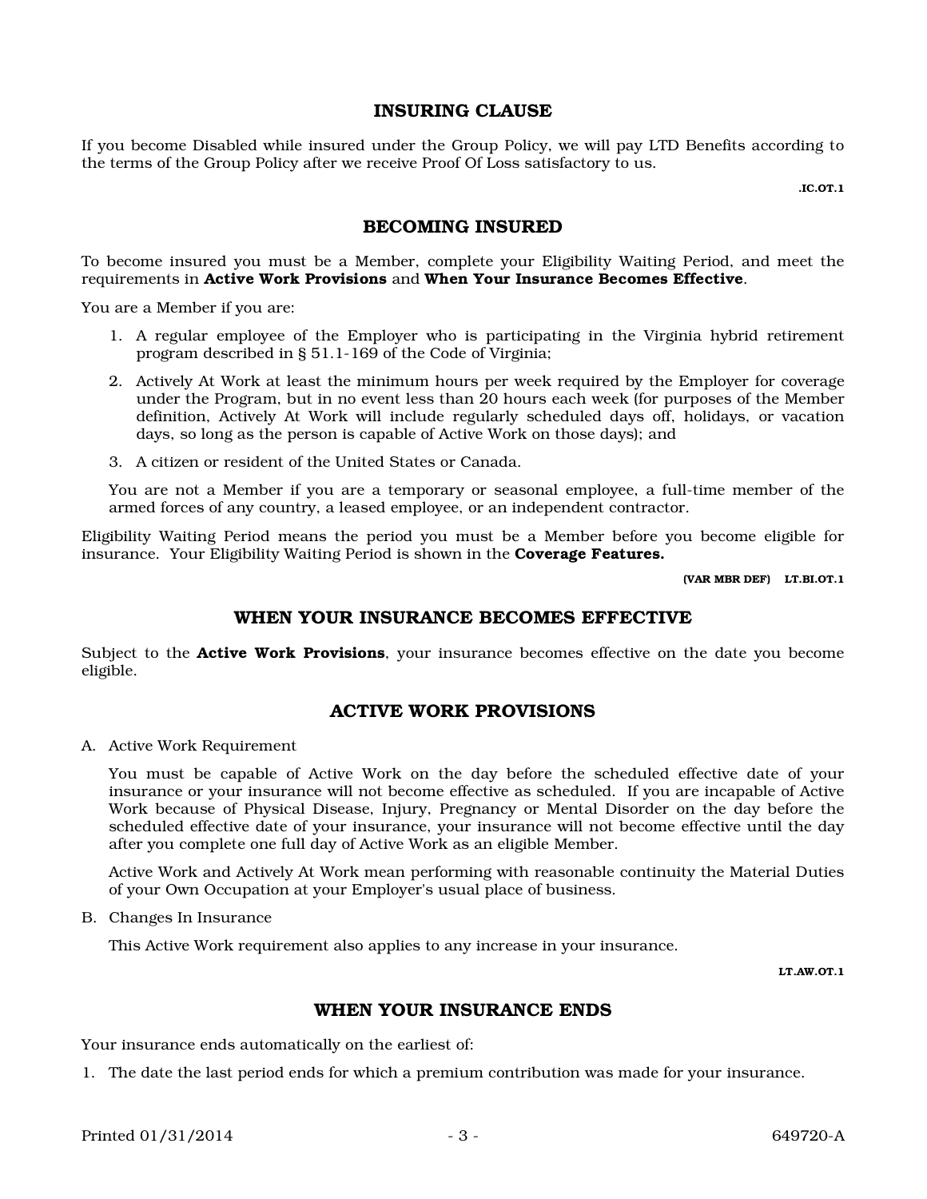## INSURING CLAUSE

If you become Disabled while insured under the Group Policy, we will pay LTD Benefits according to the terms of the Group Policy after we receive Proof Of Loss satisfactory to us.

.IC.OT.1

## BECOMING INSURED

To become insured you must be a Member, complete your Eligibility Waiting Period, and meet the requirements in **Active Work Provisions** and **When Your Insurance Becomes Effective**.

You are a Member if you are:

1. A regular employee of the Employer who is participating in the Virginia hybrid retirement program described in § 51.1-169 of the Code of Virginia;
2. Actively At Work at least the minimum hours per week required by the Employer for coverage under the Program, but in no event less than 20 hours each week (for purposes of the Member definition, Actively At Work will include regularly scheduled days off, holidays, or vacation days, so long as the person is capable of Active Work on those days); and
3. A citizen or resident of the United States or Canada.

You are not a Member if you are a temporary or seasonal employee, a full-time member of the armed forces of any country, a leased employee, or an independent contractor.

Eligibility Waiting Period means the period you must be a Member before you become eligible for insurance. Your Eligibility Waiting Period is shown in the **Coverage Features.**

(VAR MBR DEF) LT.BI.OT.1

## WHEN YOUR INSURANCE BECOMES EFFECTIVE

Subject to the **Active Work Provisions**, your insurance becomes effective on the date you become eligible.

## ACTIVE WORK PROVISIONS

A. Active Work Requirement

You must be capable of Active Work on the day before the scheduled effective date of your insurance or your insurance will not become effective as scheduled. If you are incapable of Active Work because of Physical Disease, Injury, Pregnancy or Mental Disorder on the day before the scheduled effective date of your insurance, your insurance will not become effective until the day after you complete one full day of Active Work as an eligible Member.

Active Work and Actively At Work mean performing with reasonable continuity the Material Duties of your Own Occupation at your Employer's usual place of business.

B. Changes In Insurance

This Active Work requirement also applies to any increase in your insurance.

LT.AW.OT.1

## WHEN YOUR INSURANCE ENDS

Your insurance ends automatically on the earliest of:

1. The date the last period ends for which a premium contribution was made for your insurance.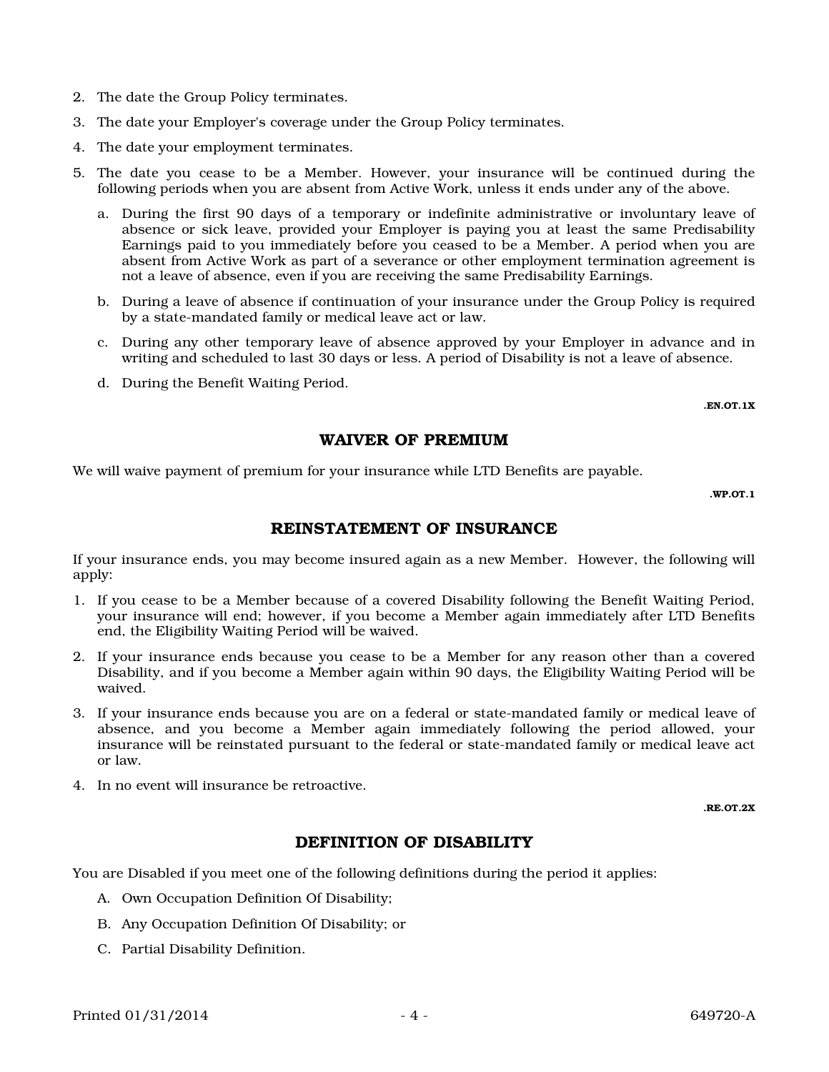2. The date the Group Policy terminates.
3. The date your Employer's coverage under the Group Policy terminates.
4. The date your employment terminates.
5. The date you cease to be a Member. However, your insurance will be continued during the following periods when you are absent from Active Work, unless it ends under any of the above.
   a. During the first 90 days of a temporary or indefinite administrative or involuntary leave of absence or sick leave, provided your Employer is paying you at least the same Predisability Earnings paid to you immediately before you ceased to be a Member. A period when you are absent from Active Work as part of a severance or other employment termination agreement is not a leave of absence, even if you are receiving the same Predisability Earnings.
   b. During a leave of absence if continuation of your insurance under the Group Policy is required by a state-mandated family or medical leave act or law.
   c. During any other temporary leave of absence approved by your Employer in advance and in writing and scheduled to last 30 days or less. A period of Disability is not a leave of absence.
   d. During the Benefit Waiting Period.

**.EN.OT.1X**

## WAIVER OF PREMIUM

We will waive payment of premium for your insurance while LTD Benefits are payable.

**.WP.OT.1**

## REINSTATEMENT OF INSURANCE

If your insurance ends, you may become insured again as a new Member. However, the following will apply:

1. If you cease to be a Member because of a covered Disability following the Benefit Waiting Period, your insurance will end; however, if you become a Member again immediately after LTD Benefits end, the Eligibility Waiting Period will be waived.
2. If your insurance ends because you cease to be a Member for any reason other than a covered Disability, and if you become a Member again within 90 days, the Eligibility Waiting Period will be waived.
3. If your insurance ends because you are on a federal or state-mandated family or medical leave of absence, and you become a Member again immediately following the period allowed, your insurance will be reinstated pursuant to the federal or state-mandated family or medical leave act or law.
4. In no event will insurance be retroactive.

**.RE.OT.2X**

## DEFINITION OF DISABILITY

You are Disabled if you meet one of the following definitions during the period it applies:

A. Own Occupation Definition Of Disability;

B. Any Occupation Definition Of Disability; or

C. Partial Disability Definition.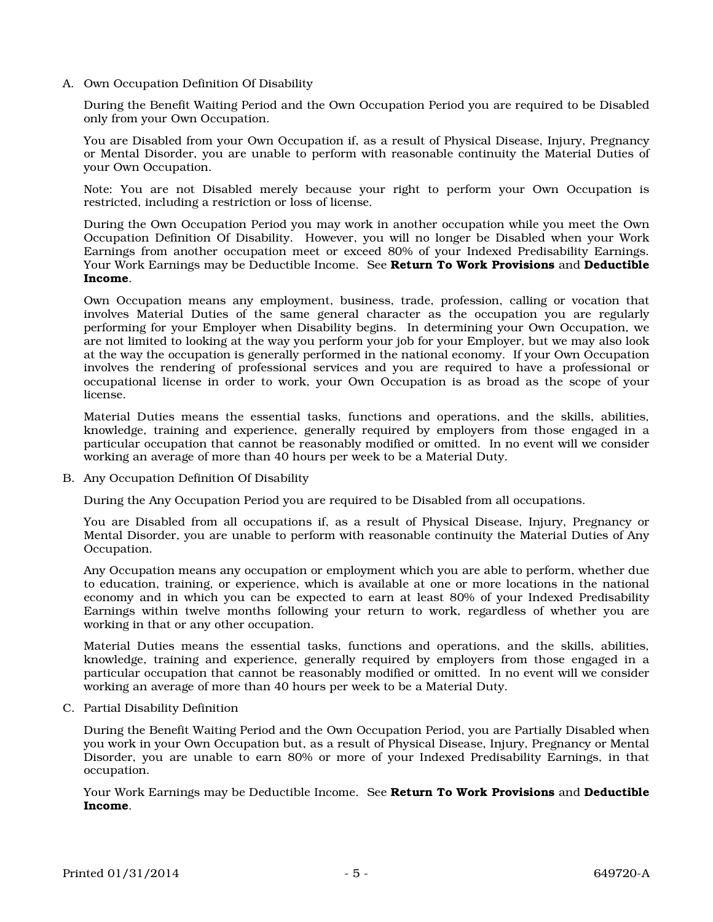A. Own Occupation Definition Of Disability

During the Benefit Waiting Period and the Own Occupation Period you are required to be Disabled only from your Own Occupation.

You are Disabled from your Own Occupation if, as a result of Physical Disease, Injury, Pregnancy or Mental Disorder, you are unable to perform with reasonable continuity the Material Duties of your Own Occupation.

Note: You are not Disabled merely because your right to perform your Own Occupation is restricted, including a restriction or loss of license.

During the Own Occupation Period you may work in another occupation while you meet the Own Occupation Definition Of Disability. However, you will no longer be Disabled when your Work Earnings from another occupation meet or exceed 80% of your Indexed Predisability Earnings. Your Work Earnings may be Deductible Income. See **Return To Work Provisions** and **Deductible Income**.

Own Occupation means any employment, business, trade, profession, calling or vocation that involves Material Duties of the same general character as the occupation you are regularly performing for your Employer when Disability begins. In determining your Own Occupation, we are not limited to looking at the way you perform your job for your Employer, but we may also look at the way the occupation is generally performed in the national economy. If your Own Occupation involves the rendering of professional services and you are required to have a professional or occupational license in order to work, your Own Occupation is as broad as the scope of your license.

Material Duties means the essential tasks, functions and operations, and the skills, abilities, knowledge, training and experience, generally required by employers from those engaged in a particular occupation that cannot be reasonably modified or omitted. In no event will we consider working an average of more than 40 hours per week to be a Material Duty.

B. Any Occupation Definition Of Disability

During the Any Occupation Period you are required to be Disabled from all occupations.

You are Disabled from all occupations if, as a result of Physical Disease, Injury, Pregnancy or Mental Disorder, you are unable to perform with reasonable continuity the Material Duties of Any Occupation.

Any Occupation means any occupation or employment which you are able to perform, whether due to education, training, or experience, which is available at one or more locations in the national economy and in which you can be expected to earn at least 80% of your Indexed Predisability Earnings within twelve months following your return to work, regardless of whether you are working in that or any other occupation.

Material Duties means the essential tasks, functions and operations, and the skills, abilities, knowledge, training and experience, generally required by employers from those engaged in a particular occupation that cannot be reasonably modified or omitted. In no event will we consider working an average of more than 40 hours per week to be a Material Duty.

C. Partial Disability Definition

During the Benefit Waiting Period and the Own Occupation Period, you are Partially Disabled when you work in your Own Occupation but, as a result of Physical Disease, Injury, Pregnancy or Mental Disorder, you are unable to earn 80% or more of your Indexed Predisability Earnings, in that occupation.

Your Work Earnings may be Deductible Income. See **Return To Work Provisions** and **Deductible Income**.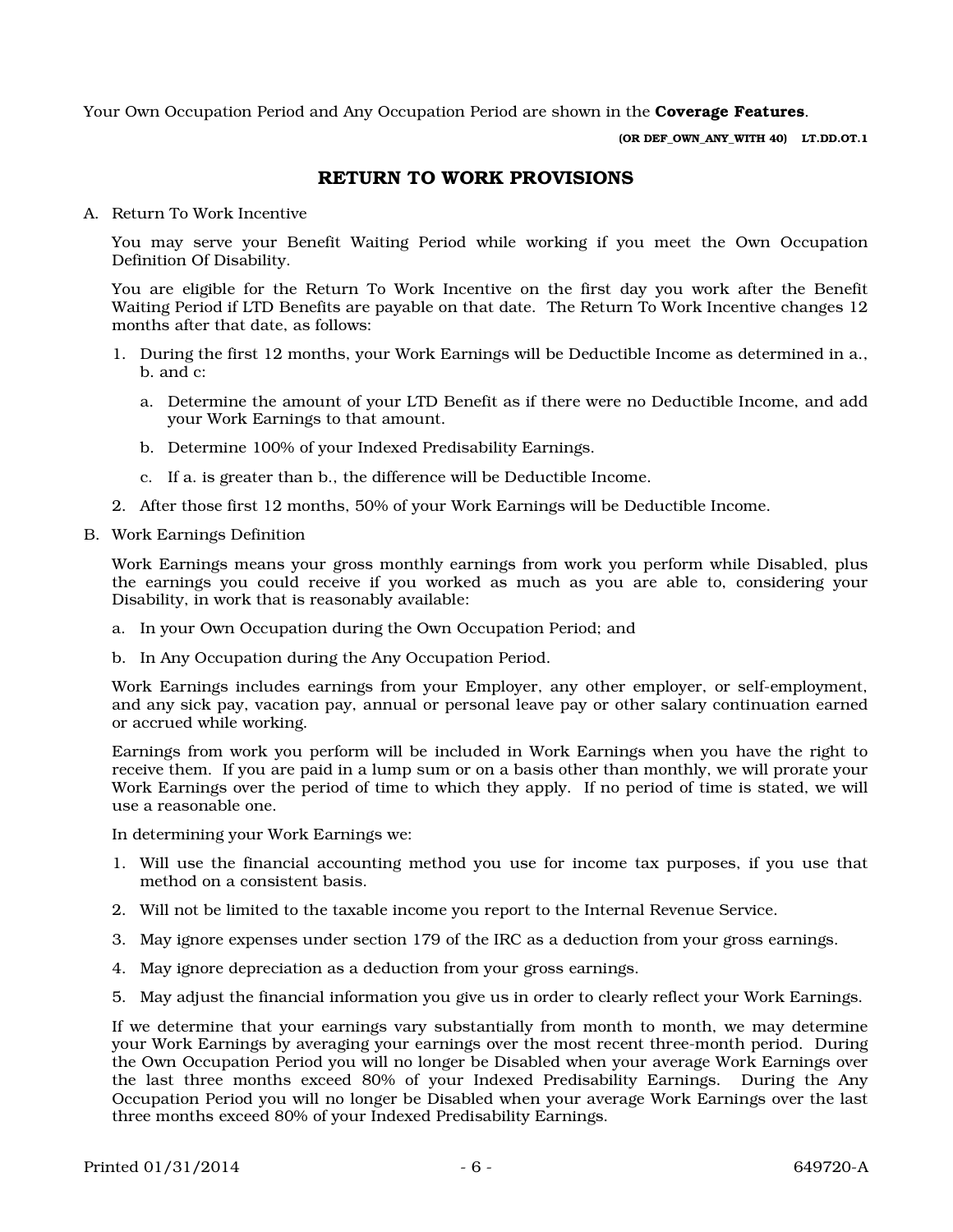Your Own Occupation Period and Any Occupation Period are shown in the **Coverage Features**.

**(OR DEF_OWN_ANY_WITH 40) LT.DD.OT.1**

## RETURN TO WORK PROVISIONS

A. Return To Work Incentive

   You may serve your Benefit Waiting Period while working if you meet the Own Occupation Definition Of Disability.

   You are eligible for the Return To Work Incentive on the first day you work after the Benefit Waiting Period if LTD Benefits are payable on that date. The Return To Work Incentive changes 12 months after that date, as follows:

   1. During the first 12 months, your Work Earnings will be Deductible Income as determined in a., b. and c:

      a. Determine the amount of your LTD Benefit as if there were no Deductible Income, and add your Work Earnings to that amount.

      b. Determine 100% of your Indexed Predisability Earnings.

      c. If a. is greater than b., the difference will be Deductible Income.

   2. After those first 12 months, 50% of your Work Earnings will be Deductible Income.

B. Work Earnings Definition

   Work Earnings means your gross monthly earnings from work you perform while Disabled, plus the earnings you could receive if you worked as much as you are able to, considering your Disability, in work that is reasonably available:

   a. In your Own Occupation during the Own Occupation Period; and

   b. In Any Occupation during the Any Occupation Period.

   Work Earnings includes earnings from your Employer, any other employer, or self-employment, and any sick pay, vacation pay, annual or personal leave pay or other salary continuation earned or accrued while working.

   Earnings from work you perform will be included in Work Earnings when you have the right to receive them. If you are paid in a lump sum or on a basis other than monthly, we will prorate your Work Earnings over the period of time to which they apply. If no period of time is stated, we will use a reasonable one.

   In determining your Work Earnings we:

   1. Will use the financial accounting method you use for income tax purposes, if you use that method on a consistent basis.

   2. Will not be limited to the taxable income you report to the Internal Revenue Service.

   3. May ignore expenses under section 179 of the IRC as a deduction from your gross earnings.

   4. May ignore depreciation as a deduction from your gross earnings.

   5. May adjust the financial information you give us in order to clearly reflect your Work Earnings.

   If we determine that your earnings vary substantially from month to month, we may determine your Work Earnings by averaging your earnings over the most recent three-month period. During the Own Occupation Period you will no longer be Disabled when your average Work Earnings over the last three months exceed 80% of your Indexed Predisability Earnings. During the Any Occupation Period you will no longer be Disabled when your average Work Earnings over the last three months exceed 80% of your Indexed Predisability Earnings.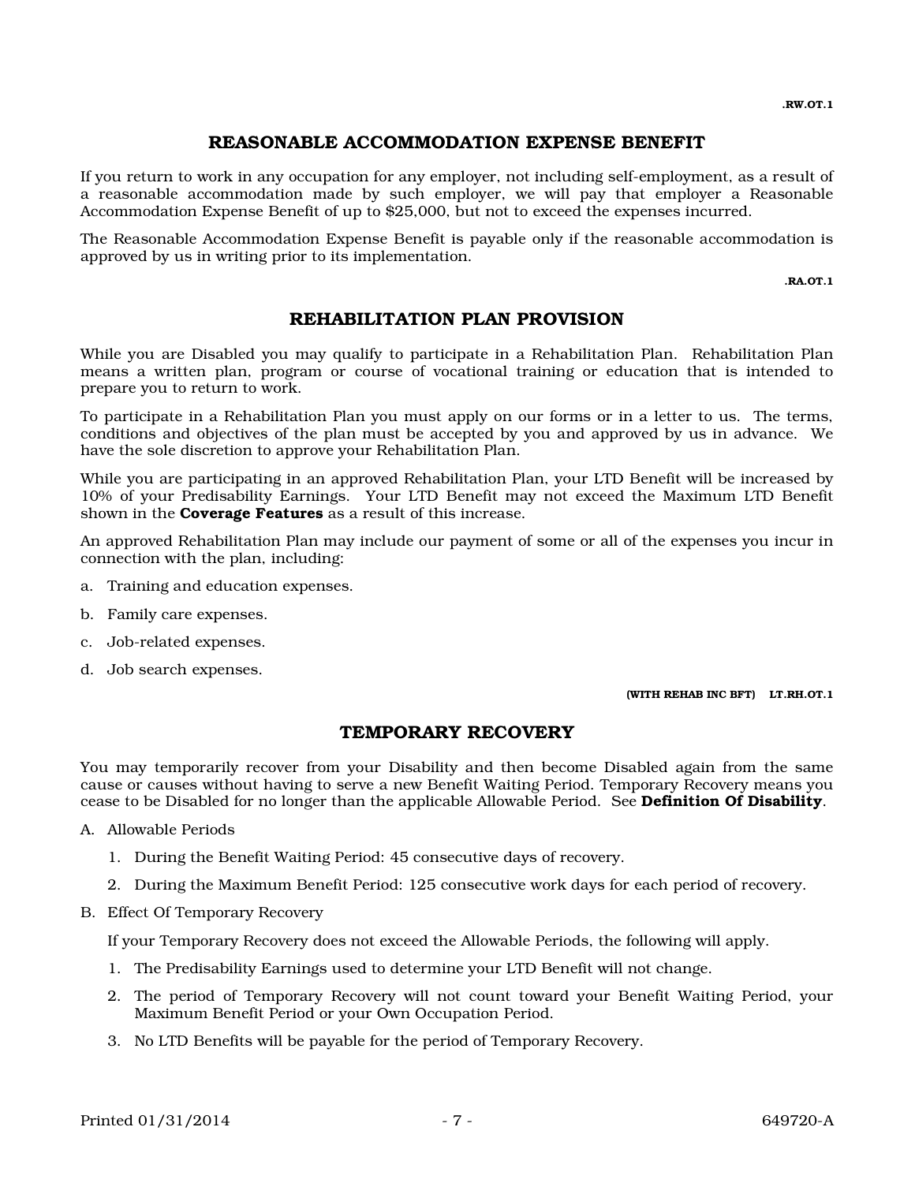.RW.OT.1

## REASONABLE ACCOMMODATION EXPENSE BENEFIT

If you return to work in any occupation for any employer, not including self-employment, as a result of a reasonable accommodation made by such employer, we will pay that employer a Reasonable Accommodation Expense Benefit of up to $25,000, but not to exceed the expenses incurred.

The Reasonable Accommodation Expense Benefit is payable only if the reasonable accommodation is approved by us in writing prior to its implementation.

.RA.OT.1

## REHABILITATION PLAN PROVISION

While you are Disabled you may qualify to participate in a Rehabilitation Plan. Rehabilitation Plan means a written plan, program or course of vocational training or education that is intended to prepare you to return to work.

To participate in a Rehabilitation Plan you must apply on our forms or in a letter to us. The terms, conditions and objectives of the plan must be accepted by you and approved by us in advance. We have the sole discretion to approve your Rehabilitation Plan.

While you are participating in an approved Rehabilitation Plan, your LTD Benefit will be increased by 10% of your Predisability Earnings. Your LTD Benefit may not exceed the Maximum LTD Benefit shown in the **Coverage Features** as a result of this increase.

An approved Rehabilitation Plan may include our payment of some or all of the expenses you incur in connection with the plan, including:

a. Training and education expenses.

b. Family care expenses.

c. Job-related expenses.

d. Job search expenses.

(WITH REHAB INC BFT) LT.RH.OT.1

## TEMPORARY RECOVERY

You may temporarily recover from your Disability and then become Disabled again from the same cause or causes without having to serve a new Benefit Waiting Period. Temporary Recovery means you cease to be Disabled for no longer than the applicable Allowable Period. See **Definition Of Disability**.

A. Allowable Periods

   1. During the Benefit Waiting Period: 45 consecutive days of recovery.

   2. During the Maximum Benefit Period: 125 consecutive work days for each period of recovery.

B. Effect Of Temporary Recovery

   If your Temporary Recovery does not exceed the Allowable Periods, the following will apply.

   1. The Predisability Earnings used to determine your LTD Benefit will not change.

   2. The period of Temporary Recovery will not count toward your Benefit Waiting Period, your Maximum Benefit Period or your Own Occupation Period.

   3. No LTD Benefits will be payable for the period of Temporary Recovery.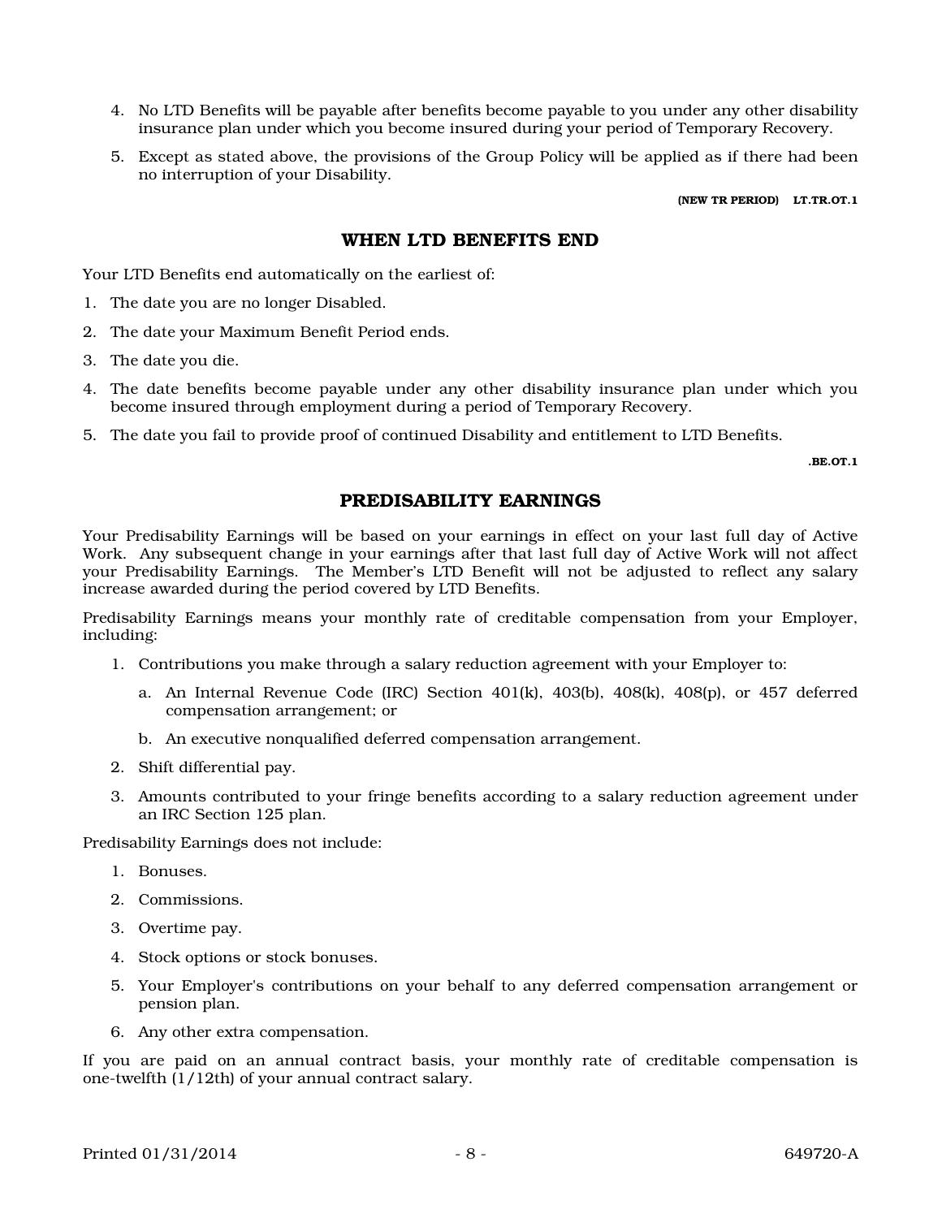4. No LTD Benefits will be payable after benefits become payable to you under any other disability insurance plan under which you become insured during your period of Temporary Recovery.
5. Except as stated above, the provisions of the Group Policy will be applied as if there had been no interruption of your Disability.

**(NEW TR PERIOD) LT.TR.OT.1**

## WHEN LTD BENEFITS END

Your LTD Benefits end automatically on the earliest of:

1. The date you are no longer Disabled.
2. The date your Maximum Benefit Period ends.
3. The date you die.
4. The date benefits become payable under any other disability insurance plan under which you become insured through employment during a period of Temporary Recovery.
5. The date you fail to provide proof of continued Disability and entitlement to LTD Benefits.

**.BE.OT.1**

## PREDISABILITY EARNINGS

Your Predisability Earnings will be based on your earnings in effect on your last full day of Active Work. Any subsequent change in your earnings after that last full day of Active Work will not affect your Predisability Earnings. The Member's LTD Benefit will not be adjusted to reflect any salary increase awarded during the period covered by LTD Benefits.

Predisability Earnings means your monthly rate of creditable compensation from your Employer, including:

1. Contributions you make through a salary reduction agreement with your Employer to:
   a. An Internal Revenue Code (IRC) Section 401(k), 403(b), 408(k), 408(p), or 457 deferred compensation arrangement; or
   b. An executive nonqualified deferred compensation arrangement.
2. Shift differential pay.
3. Amounts contributed to your fringe benefits according to a salary reduction agreement under an IRC Section 125 plan.

Predisability Earnings does not include:

1. Bonuses.
2. Commissions.
3. Overtime pay.
4. Stock options or stock bonuses.
5. Your Employer's contributions on your behalf to any deferred compensation arrangement or pension plan.
6. Any other extra compensation.

If you are paid on an annual contract basis, your monthly rate of creditable compensation is one-twelfth (1/12th) of your annual contract salary.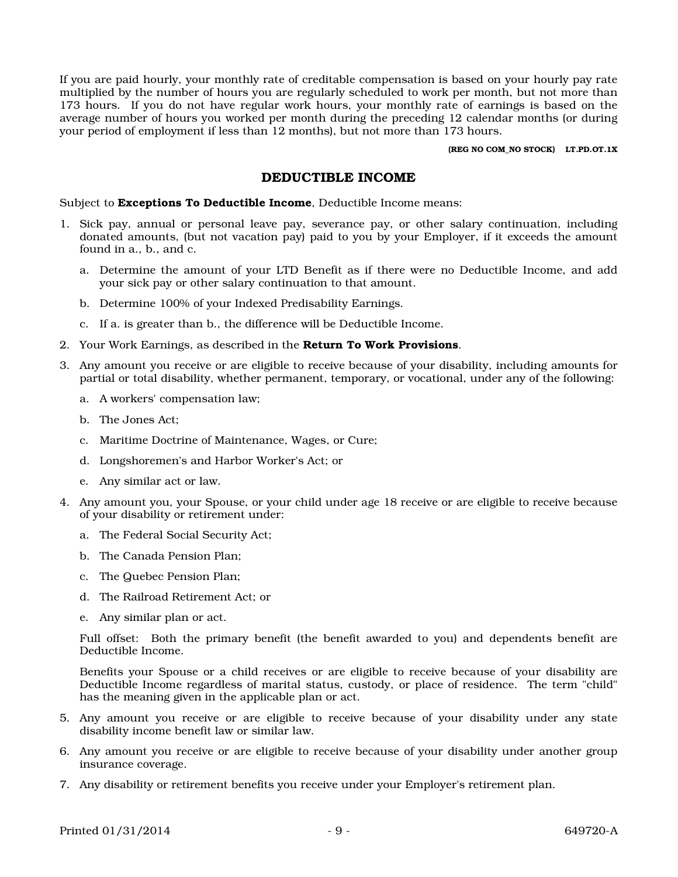If you are paid hourly, your monthly rate of creditable compensation is based on your hourly pay rate multiplied by the number of hours you are regularly scheduled to work per month, but not more than 173 hours. If you do not have regular work hours, your monthly rate of earnings is based on the average number of hours you worked per month during the preceding 12 calendar months (or during your period of employment if less than 12 months), but not more than 173 hours.

**(REG NO COM_NO STOCK) LT.PD.OT.1X**

## DEDUCTIBLE INCOME

Subject to **Exceptions To Deductible Income**, Deductible Income means:

1. Sick pay, annual or personal leave pay, severance pay, or other salary continuation, including donated amounts, (but not vacation pay) paid to you by your Employer, if it exceeds the amount found in a., b., and c.
   a. Determine the amount of your LTD Benefit as if there were no Deductible Income, and add your sick pay or other salary continuation to that amount.
   b. Determine 100% of your Indexed Predisability Earnings.
   c. If a. is greater than b., the difference will be Deductible Income.
2. Your Work Earnings, as described in the **Return To Work Provisions**.
3. Any amount you receive or are eligible to receive because of your disability, including amounts for partial or total disability, whether permanent, temporary, or vocational, under any of the following:
   a. A workers' compensation law;
   b. The Jones Act;
   c. Maritime Doctrine of Maintenance, Wages, or Cure;
   d. Longshoremen's and Harbor Worker's Act; or
   e. Any similar act or law.
4. Any amount you, your Spouse, or your child under age 18 receive or are eligible to receive because of your disability or retirement under:
   a. The Federal Social Security Act;
   b. The Canada Pension Plan;
   c. The Quebec Pension Plan;
   d. The Railroad Retirement Act; or
   e. Any similar plan or act.

   Full offset: Both the primary benefit (the benefit awarded to you) and dependents benefit are Deductible Income.

   Benefits your Spouse or a child receives or are eligible to receive because of your disability are Deductible Income regardless of marital status, custody, or place of residence. The term "child" has the meaning given in the applicable plan or act.
5. Any amount you receive or are eligible to receive because of your disability under any state disability income benefit law or similar law.
6. Any amount you receive or are eligible to receive because of your disability under another group insurance coverage.
7. Any disability or retirement benefits you receive under your Employer's retirement plan.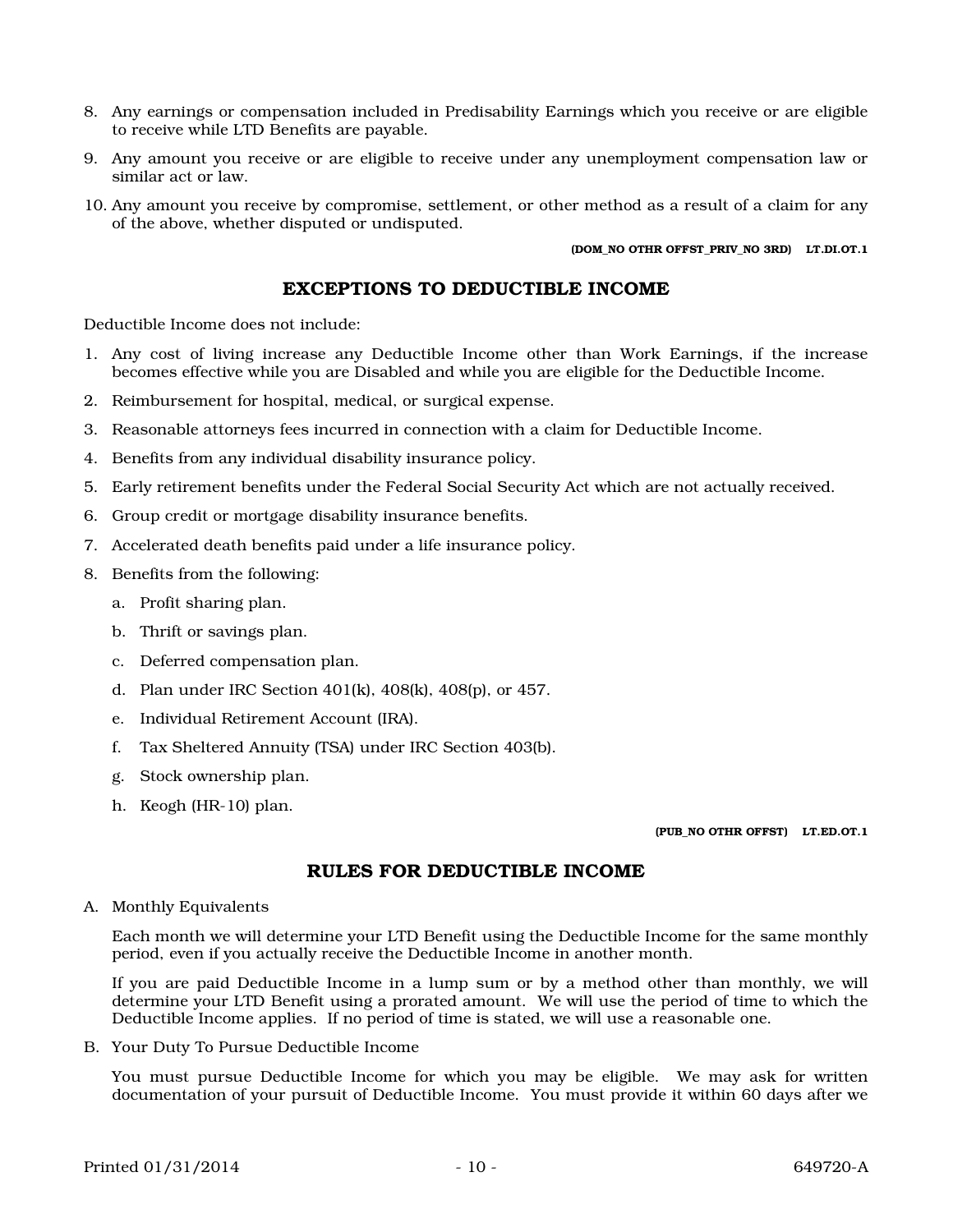8. Any earnings or compensation included in Predisability Earnings which you receive or are eligible to receive while LTD Benefits are payable.
9. Any amount you receive or are eligible to receive under any unemployment compensation law or similar act or law.
10. Any amount you receive by compromise, settlement, or other method as a result of a claim for any of the above, whether disputed or undisputed.

**(DOM_NO OTHR OFFST_PRIV_NO 3RD) LT.DI.OT.1**

## EXCEPTIONS TO DEDUCTIBLE INCOME

Deductible Income does not include:

1. Any cost of living increase any Deductible Income other than Work Earnings, if the increase becomes effective while you are Disabled and while you are eligible for the Deductible Income.
2. Reimbursement for hospital, medical, or surgical expense.
3. Reasonable attorneys fees incurred in connection with a claim for Deductible Income.
4. Benefits from any individual disability insurance policy.
5. Early retirement benefits under the Federal Social Security Act which are not actually received.
6. Group credit or mortgage disability insurance benefits.
7. Accelerated death benefits paid under a life insurance policy.
8. Benefits from the following:
   a. Profit sharing plan.
   b. Thrift or savings plan.
   c. Deferred compensation plan.
   d. Plan under IRC Section 401(k), 408(k), 408(p), or 457.
   e. Individual Retirement Account (IRA).
   f. Tax Sheltered Annuity (TSA) under IRC Section 403(b).
   g. Stock ownership plan.
   h. Keogh (HR-10) plan.

**(PUB_NO OTHR OFFST) LT.ED.OT.1**

## RULES FOR DEDUCTIBLE INCOME

A. Monthly Equivalents

   Each month we will determine your LTD Benefit using the Deductible Income for the same monthly period, even if you actually receive the Deductible Income in another month.

   If you are paid Deductible Income in a lump sum or by a method other than monthly, we will determine your LTD Benefit using a prorated amount. We will use the period of time to which the Deductible Income applies. If no period of time is stated, we will use a reasonable one.

B. Your Duty To Pursue Deductible Income

   You must pursue Deductible Income for which you may be eligible. We may ask for written documentation of your pursuit of Deductible Income. You must provide it within 60 days after we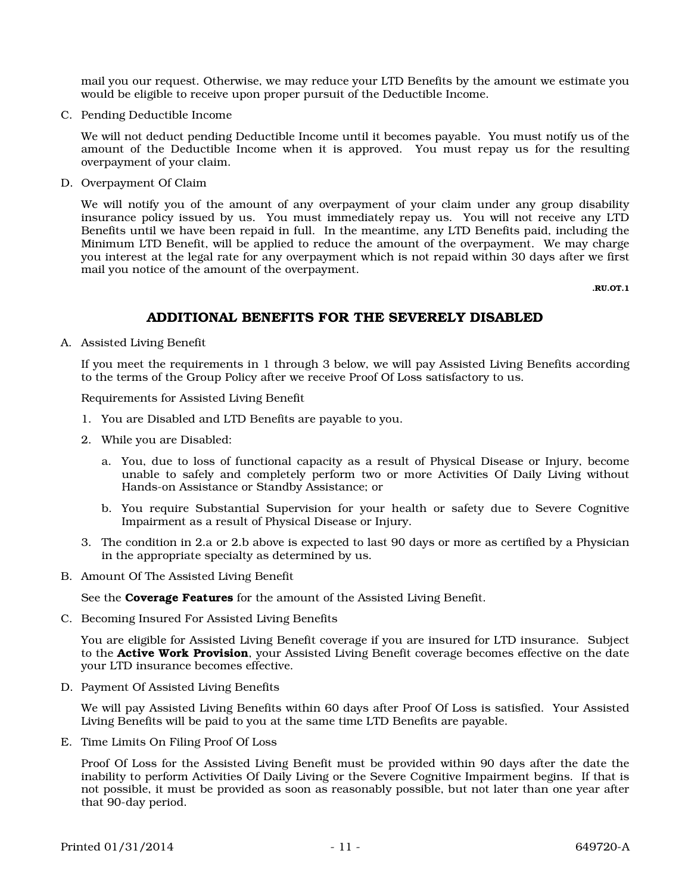mail you our request. Otherwise, we may reduce your LTD Benefits by the amount we estimate you would be eligible to receive upon proper pursuit of the Deductible Income.

C. Pending Deductible Income

   We will not deduct pending Deductible Income until it becomes payable. You must notify us of the amount of the Deductible Income when it is approved. You must repay us for the resulting overpayment of your claim.

D. Overpayment Of Claim

   We will notify you of the amount of any overpayment of your claim under any group disability insurance policy issued by us. You must immediately repay us. You will not receive any LTD Benefits until we have been repaid in full. In the meantime, any LTD Benefits paid, including the Minimum LTD Benefit, will be applied to reduce the amount of the overpayment. We may charge you interest at the legal rate for any overpayment which is not repaid within 30 days after we first mail you notice of the amount of the overpayment.

.RU.OT.1

## ADDITIONAL BENEFITS FOR THE SEVERELY DISABLED

A. Assisted Living Benefit

   If you meet the requirements in 1 through 3 below, we will pay Assisted Living Benefits according to the terms of the Group Policy after we receive Proof Of Loss satisfactory to us.

   Requirements for Assisted Living Benefit

   1. You are Disabled and LTD Benefits are payable to you.
   2. While you are Disabled:
      a. You, due to loss of functional capacity as a result of Physical Disease or Injury, become unable to safely and completely perform two or more Activities Of Daily Living without Hands-on Assistance or Standby Assistance; or
      b. You require Substantial Supervision for your health or safety due to Severe Cognitive Impairment as a result of Physical Disease or Injury.
   3. The condition in 2.a or 2.b above is expected to last 90 days or more as certified by a Physician in the appropriate specialty as determined by us.

B. Amount Of The Assisted Living Benefit

   See the **Coverage Features** for the amount of the Assisted Living Benefit.

C. Becoming Insured For Assisted Living Benefits

   You are eligible for Assisted Living Benefit coverage if you are insured for LTD insurance. Subject to the **Active Work Provision**, your Assisted Living Benefit coverage becomes effective on the date your LTD insurance becomes effective.

D. Payment Of Assisted Living Benefits

   We will pay Assisted Living Benefits within 60 days after Proof Of Loss is satisfied. Your Assisted Living Benefits will be paid to you at the same time LTD Benefits are payable.

E. Time Limits On Filing Proof Of Loss

   Proof Of Loss for the Assisted Living Benefit must be provided within 90 days after the date the inability to perform Activities Of Daily Living or the Severe Cognitive Impairment begins. If that is not possible, it must be provided as soon as reasonably possible, but not later than one year after that 90-day period.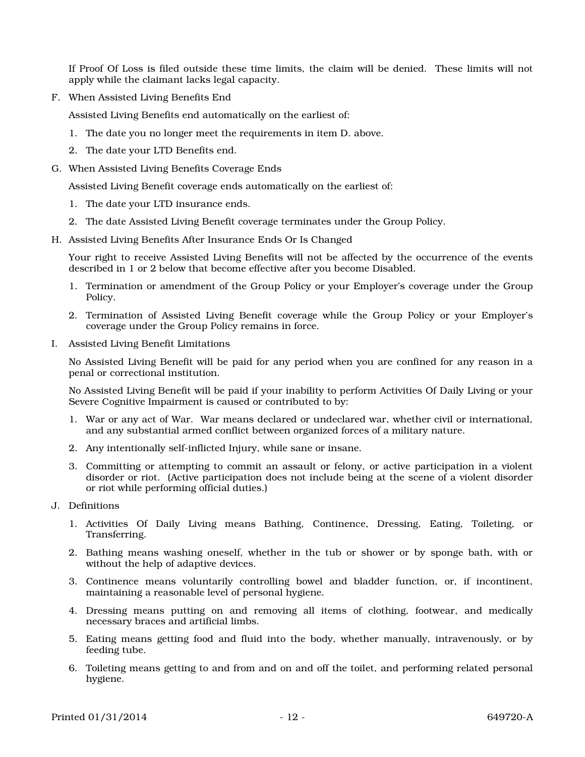If Proof Of Loss is filed outside these time limits, the claim will be denied. These limits will not apply while the claimant lacks legal capacity.

F. When Assisted Living Benefits End

Assisted Living Benefits end automatically on the earliest of:

1. The date you no longer meet the requirements in item D. above.
2. The date your LTD Benefits end.

G. When Assisted Living Benefits Coverage Ends

Assisted Living Benefit coverage ends automatically on the earliest of:

1. The date your LTD insurance ends.
2. The date Assisted Living Benefit coverage terminates under the Group Policy.

H. Assisted Living Benefits After Insurance Ends Or Is Changed

Your right to receive Assisted Living Benefits will not be affected by the occurrence of the events described in 1 or 2 below that become effective after you become Disabled.

1. Termination or amendment of the Group Policy or your Employer's coverage under the Group Policy.
2. Termination of Assisted Living Benefit coverage while the Group Policy or your Employer's coverage under the Group Policy remains in force.

I. Assisted Living Benefit Limitations

No Assisted Living Benefit will be paid for any period when you are confined for any reason in a penal or correctional institution.

No Assisted Living Benefit will be paid if your inability to perform Activities Of Daily Living or your Severe Cognitive Impairment is caused or contributed to by:

1. War or any act of War. War means declared or undeclared war, whether civil or international, and any substantial armed conflict between organized forces of a military nature.
2. Any intentionally self-inflicted Injury, while sane or insane.
3. Committing or attempting to commit an assault or felony, or active participation in a violent disorder or riot. (Active participation does not include being at the scene of a violent disorder or riot while performing official duties.)

J. Definitions

1. Activities Of Daily Living means Bathing, Continence, Dressing, Eating, Toileting, or Transferring.
2. Bathing means washing oneself, whether in the tub or shower or by sponge bath, with or without the help of adaptive devices.
3. Continence means voluntarily controlling bowel and bladder function, or, if incontinent, maintaining a reasonable level of personal hygiene.
4. Dressing means putting on and removing all items of clothing, footwear, and medically necessary braces and artificial limbs.
5. Eating means getting food and fluid into the body, whether manually, intravenously, or by feeding tube.
6. Toileting means getting to and from and on and off the toilet, and performing related personal hygiene.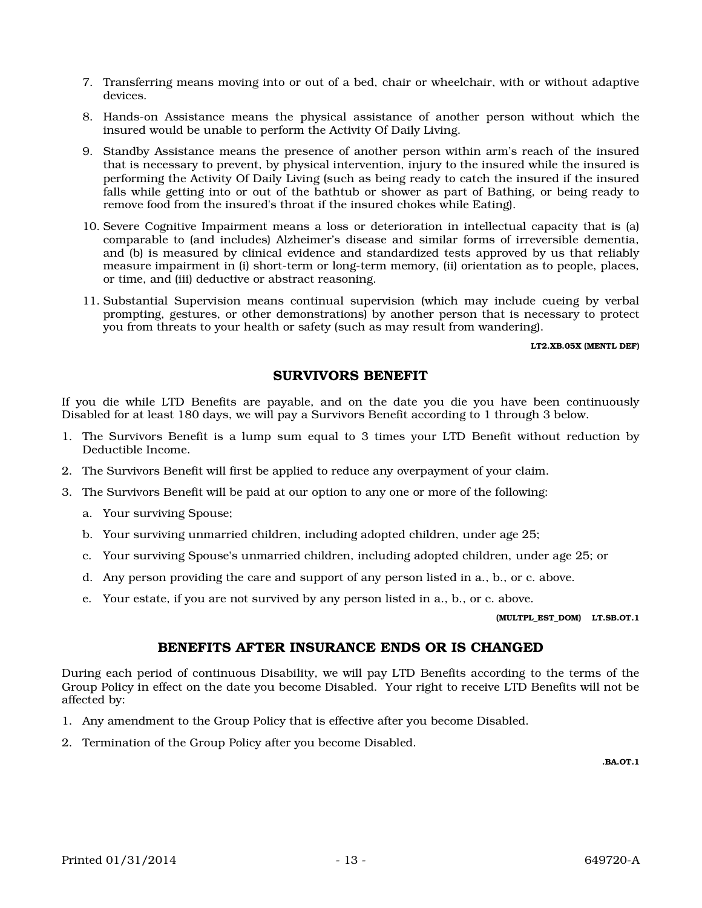7. Transferring means moving into or out of a bed, chair or wheelchair, with or without adaptive devices.

8. Hands-on Assistance means the physical assistance of another person without which the insured would be unable to perform the Activity Of Daily Living.

9. Standby Assistance means the presence of another person within arm's reach of the insured that is necessary to prevent, by physical intervention, injury to the insured while the insured is performing the Activity Of Daily Living (such as being ready to catch the insured if the insured falls while getting into or out of the bathtub or shower as part of Bathing, or being ready to remove food from the insured's throat if the insured chokes while Eating).

10. Severe Cognitive Impairment means a loss or deterioration in intellectual capacity that is (a) comparable to (and includes) Alzheimer's disease and similar forms of irreversible dementia, and (b) is measured by clinical evidence and standardized tests approved by us that reliably measure impairment in (i) short-term or long-term memory, (ii) orientation as to people, places, or time, and (iii) deductive or abstract reasoning.

11. Substantial Supervision means continual supervision (which may include cueing by verbal prompting, gestures, or other demonstrations) by another person that is necessary to protect you from threats to your health or safety (such as may result from wandering).

**LT2.XB.05X (MENTL DEF)**

## SURVIVORS BENEFIT

If you die while LTD Benefits are payable, and on the date you die you have been continuously Disabled for at least 180 days, we will pay a Survivors Benefit according to 1 through 3 below.

1. The Survivors Benefit is a lump sum equal to 3 times your LTD Benefit without reduction by Deductible Income.
2. The Survivors Benefit will first be applied to reduce any overpayment of your claim.
3. The Survivors Benefit will be paid at our option to any one or more of the following:
   a. Your surviving Spouse;
   b. Your surviving unmarried children, including adopted children, under age 25;
   c. Your surviving Spouse's unmarried children, including adopted children, under age 25; or
   d. Any person providing the care and support of any person listed in a., b., or c. above.
   e. Your estate, if you are not survived by any person listed in a., b., or c. above.

**(MULTPL_EST_DOM) LT.SB.OT.1**

## BENEFITS AFTER INSURANCE ENDS OR IS CHANGED

During each period of continuous Disability, we will pay LTD Benefits according to the terms of the Group Policy in effect on the date you become Disabled. Your right to receive LTD Benefits will not be affected by:

1. Any amendment to the Group Policy that is effective after you become Disabled.
2. Termination of the Group Policy after you become Disabled.

**.BA.OT.1**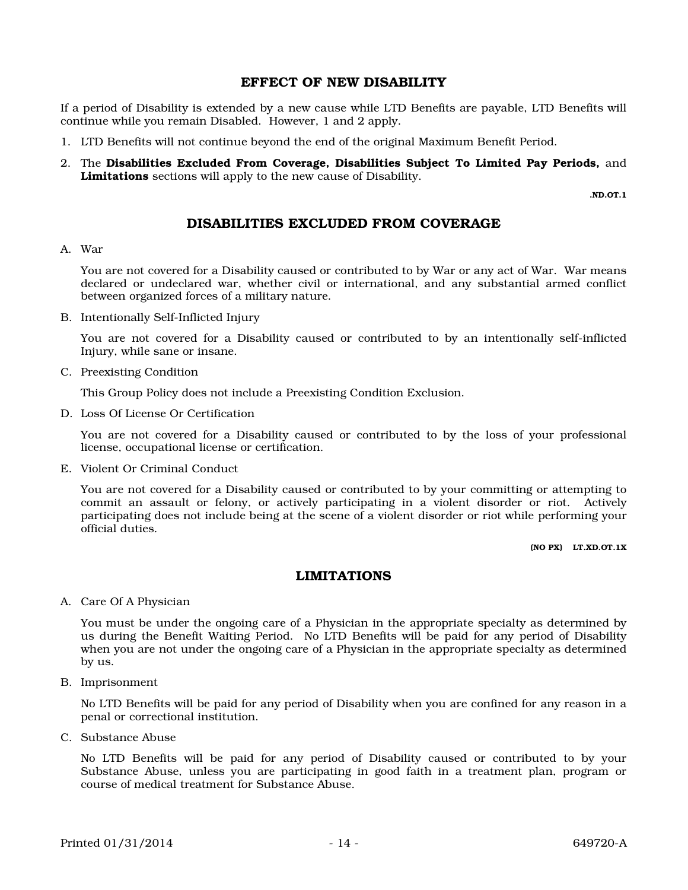## EFFECT OF NEW DISABILITY

If a period of Disability is extended by a new cause while LTD Benefits are payable, LTD Benefits will continue while you remain Disabled. However, 1 and 2 apply.

1. LTD Benefits will not continue beyond the end of the original Maximum Benefit Period.
2. The **Disabilities Excluded From Coverage, Disabilities Subject To Limited Pay Periods,** and **Limitations** sections will apply to the new cause of Disability.

.ND.OT.1

## DISABILITIES EXCLUDED FROM COVERAGE

A. War

You are not covered for a Disability caused or contributed to by War or any act of War. War means declared or undeclared war, whether civil or international, and any substantial armed conflict between organized forces of a military nature.

B. Intentionally Self-Inflicted Injury

You are not covered for a Disability caused or contributed to by an intentionally self-inflicted Injury, while sane or insane.

C. Preexisting Condition

This Group Policy does not include a Preexisting Condition Exclusion.

D. Loss Of License Or Certification

You are not covered for a Disability caused or contributed to by the loss of your professional license, occupational license or certification.

E. Violent Or Criminal Conduct

You are not covered for a Disability caused or contributed to by your committing or attempting to commit an assault or felony, or actively participating in a violent disorder or riot. Actively participating does not include being at the scene of a violent disorder or riot while performing your official duties.

(NO PX) LT.XD.OT.1X

## LIMITATIONS

A. Care Of A Physician

You must be under the ongoing care of a Physician in the appropriate specialty as determined by us during the Benefit Waiting Period. No LTD Benefits will be paid for any period of Disability when you are not under the ongoing care of a Physician in the appropriate specialty as determined by us.

B. Imprisonment

No LTD Benefits will be paid for any period of Disability when you are confined for any reason in a penal or correctional institution.

C. Substance Abuse

No LTD Benefits will be paid for any period of Disability caused or contributed to by your Substance Abuse, unless you are participating in good faith in a treatment plan, program or course of medical treatment for Substance Abuse.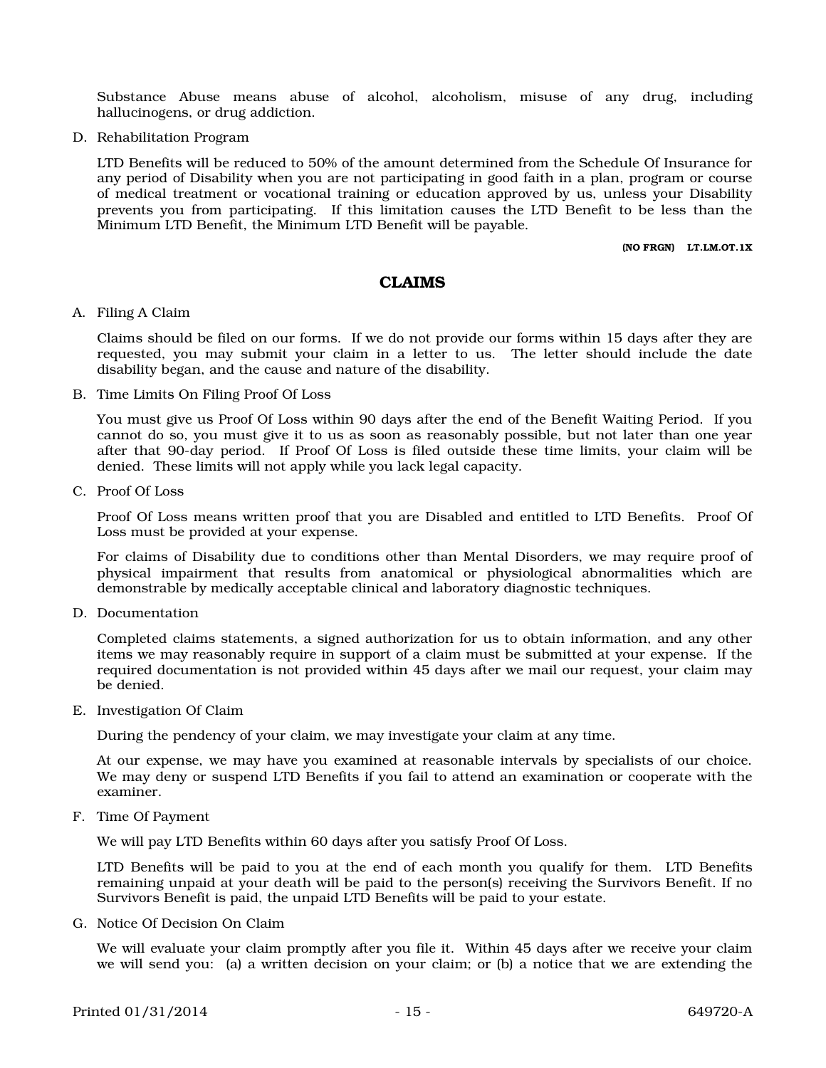Substance Abuse means abuse of alcohol, alcoholism, misuse of any drug, including hallucinogens, or drug addiction.

D. Rehabilitation Program

LTD Benefits will be reduced to 50% of the amount determined from the Schedule Of Insurance for any period of Disability when you are not participating in good faith in a plan, program or course of medical treatment or vocational training or education approved by us, unless your Disability prevents you from participating. If this limitation causes the LTD Benefit to be less than the Minimum LTD Benefit, the Minimum LTD Benefit will be payable.

(NO FRGN) LT.LM.OT.1X

## CLAIMS

A. Filing A Claim

Claims should be filed on our forms. If we do not provide our forms within 15 days after they are requested, you may submit your claim in a letter to us. The letter should include the date disability began, and the cause and nature of the disability.

B. Time Limits On Filing Proof Of Loss

You must give us Proof Of Loss within 90 days after the end of the Benefit Waiting Period. If you cannot do so, you must give it to us as soon as reasonably possible, but not later than one year after that 90-day period. If Proof Of Loss is filed outside these time limits, your claim will be denied. These limits will not apply while you lack legal capacity.

C. Proof Of Loss

Proof Of Loss means written proof that you are Disabled and entitled to LTD Benefits. Proof Of Loss must be provided at your expense.

For claims of Disability due to conditions other than Mental Disorders, we may require proof of physical impairment that results from anatomical or physiological abnormalities which are demonstrable by medically acceptable clinical and laboratory diagnostic techniques.

D. Documentation

Completed claims statements, a signed authorization for us to obtain information, and any other items we may reasonably require in support of a claim must be submitted at your expense. If the required documentation is not provided within 45 days after we mail our request, your claim may be denied.

E. Investigation Of Claim

During the pendency of your claim, we may investigate your claim at any time.

At our expense, we may have you examined at reasonable intervals by specialists of our choice. We may deny or suspend LTD Benefits if you fail to attend an examination or cooperate with the examiner.

F. Time Of Payment

We will pay LTD Benefits within 60 days after you satisfy Proof Of Loss.

LTD Benefits will be paid to you at the end of each month you qualify for them. LTD Benefits remaining unpaid at your death will be paid to the person(s) receiving the Survivors Benefit. If no Survivors Benefit is paid, the unpaid LTD Benefits will be paid to your estate.

G. Notice Of Decision On Claim

We will evaluate your claim promptly after you file it. Within 45 days after we receive your claim we will send you: (a) a written decision on your claim; or (b) a notice that we are extending the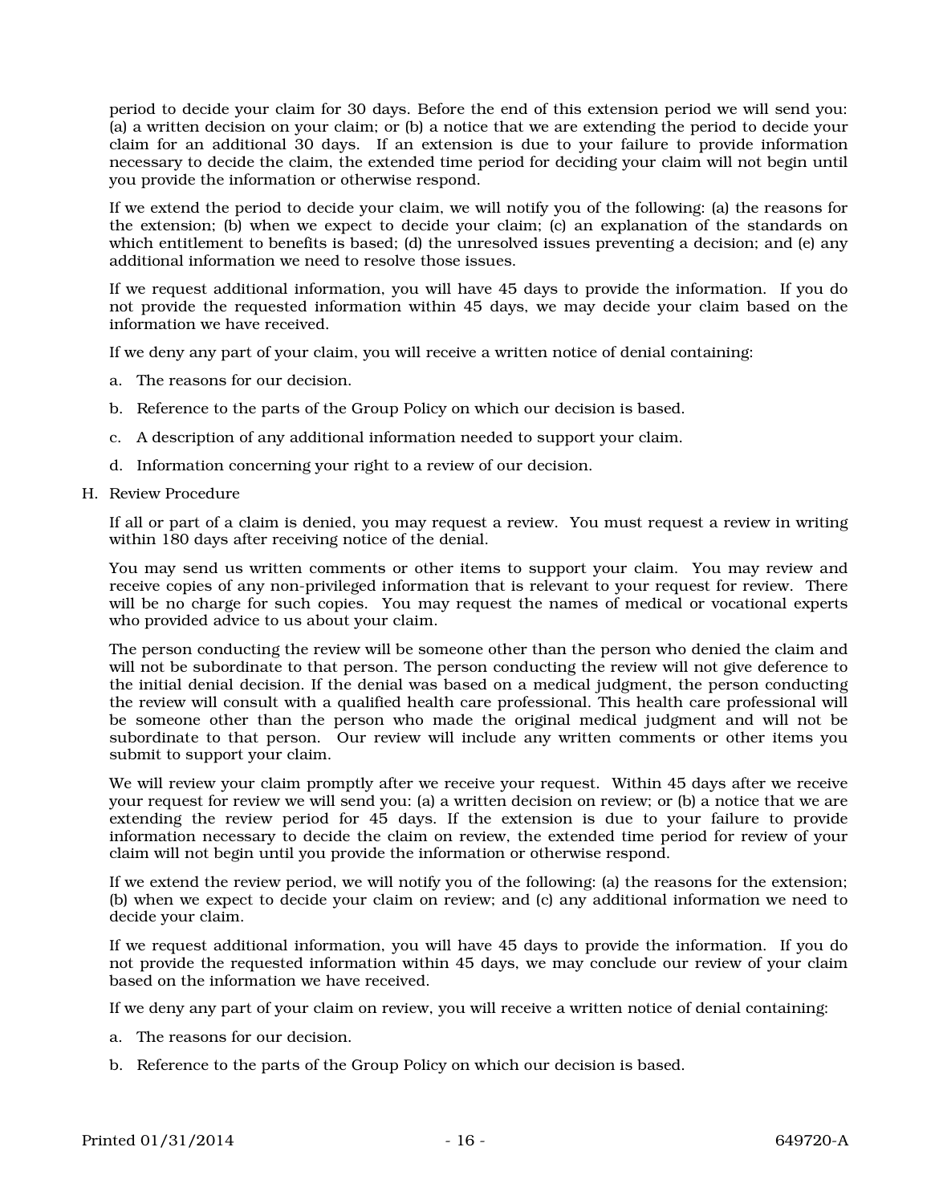period to decide your claim for 30 days. Before the end of this extension period we will send you: (a) a written decision on your claim; or (b) a notice that we are extending the period to decide your claim for an additional 30 days. If an extension is due to your failure to provide information necessary to decide the claim, the extended time period for deciding your claim will not begin until you provide the information or otherwise respond.

If we extend the period to decide your claim, we will notify you of the following: (a) the reasons for the extension; (b) when we expect to decide your claim; (c) an explanation of the standards on which entitlement to benefits is based; (d) the unresolved issues preventing a decision; and (e) any additional information we need to resolve those issues.

If we request additional information, you will have 45 days to provide the information. If you do not provide the requested information within 45 days, we may decide your claim based on the information we have received.

If we deny any part of your claim, you will receive a written notice of denial containing:

a. The reasons for our decision.

b. Reference to the parts of the Group Policy on which our decision is based.

c. A description of any additional information needed to support your claim.

d. Information concerning your right to a review of our decision.

H. Review Procedure

If all or part of a claim is denied, you may request a review. You must request a review in writing within 180 days after receiving notice of the denial.

You may send us written comments or other items to support your claim. You may review and receive copies of any non-privileged information that is relevant to your request for review. There will be no charge for such copies. You may request the names of medical or vocational experts who provided advice to us about your claim.

The person conducting the review will be someone other than the person who denied the claim and will not be subordinate to that person. The person conducting the review will not give deference to the initial denial decision. If the denial was based on a medical judgment, the person conducting the review will consult with a qualified health care professional. This health care professional will be someone other than the person who made the original medical judgment and will not be subordinate to that person. Our review will include any written comments or other items you submit to support your claim.

We will review your claim promptly after we receive your request. Within 45 days after we receive your request for review we will send you: (a) a written decision on review; or (b) a notice that we are extending the review period for 45 days. If the extension is due to your failure to provide information necessary to decide the claim on review, the extended time period for review of your claim will not begin until you provide the information or otherwise respond.

If we extend the review period, we will notify you of the following: (a) the reasons for the extension; (b) when we expect to decide your claim on review; and (c) any additional information we need to decide your claim.

If we request additional information, you will have 45 days to provide the information. If you do not provide the requested information within 45 days, we may conclude our review of your claim based on the information we have received.

If we deny any part of your claim on review, you will receive a written notice of denial containing:

a. The reasons for our decision.

b. Reference to the parts of the Group Policy on which our decision is based.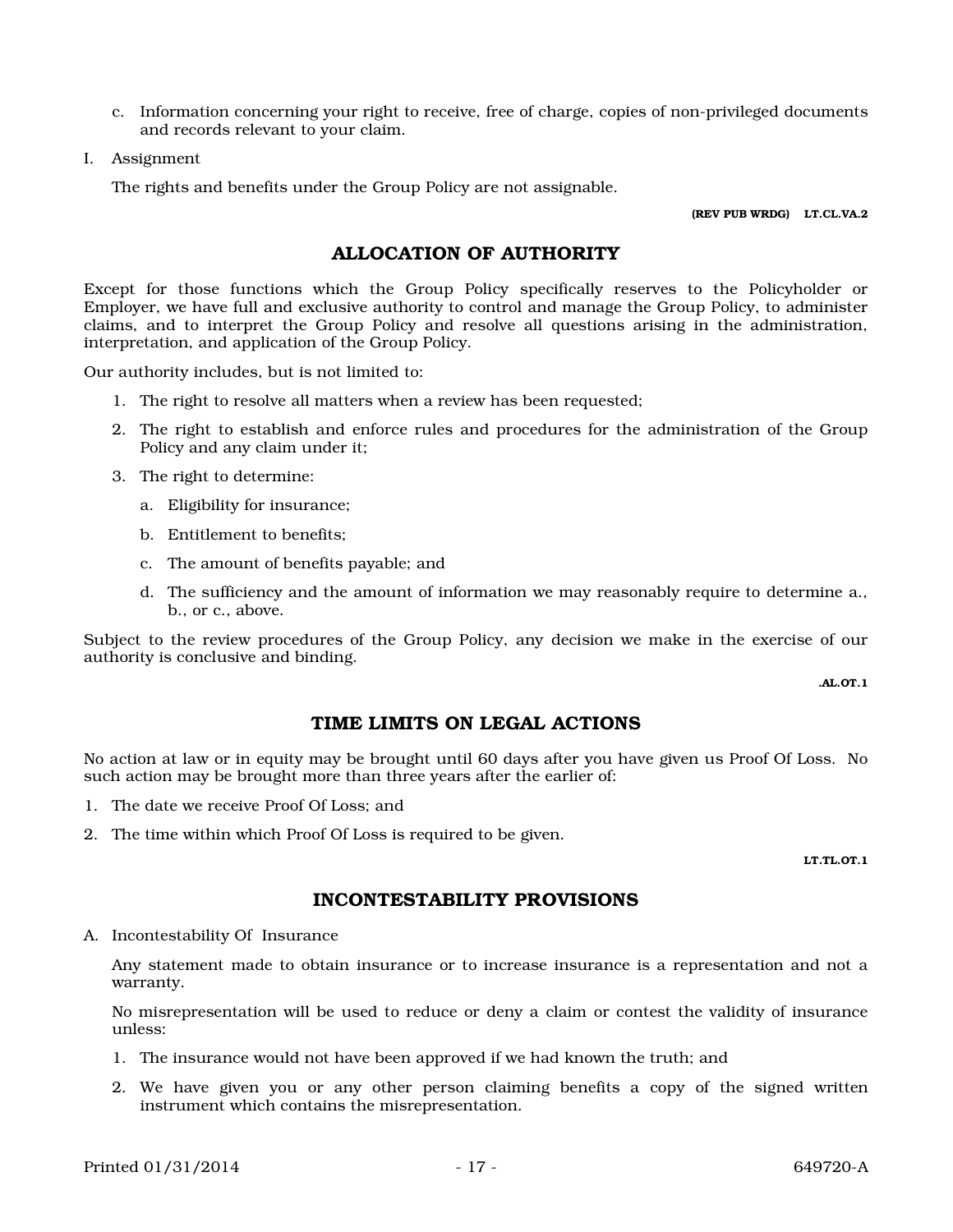c. Information concerning your right to receive, free of charge, copies of non-privileged documents and records relevant to your claim.

I. Assignment

The rights and benefits under the Group Policy are not assignable.

**(REV PUB WRDG) LT.CL.VA.2**

## ALLOCATION OF AUTHORITY

Except for those functions which the Group Policy specifically reserves to the Policyholder or Employer, we have full and exclusive authority to control and manage the Group Policy, to administer claims, and to interpret the Group Policy and resolve all questions arising in the administration, interpretation, and application of the Group Policy.

Our authority includes, but is not limited to:

1. The right to resolve all matters when a review has been requested;
2. The right to establish and enforce rules and procedures for the administration of the Group Policy and any claim under it;
3. The right to determine:
   a. Eligibility for insurance;
   b. Entitlement to benefits;
   c. The amount of benefits payable; and
   d. The sufficiency and the amount of information we may reasonably require to determine a., b., or c., above.

Subject to the review procedures of the Group Policy, any decision we make in the exercise of our authority is conclusive and binding.

**.AL.OT.1**

## TIME LIMITS ON LEGAL ACTIONS

No action at law or in equity may be brought until 60 days after you have given us Proof Of Loss. No such action may be brought more than three years after the earlier of:

1. The date we receive Proof Of Loss; and
2. The time within which Proof Of Loss is required to be given.

**LT.TL.OT.1**

## INCONTESTABILITY PROVISIONS

A. Incontestability Of Insurance

Any statement made to obtain insurance or to increase insurance is a representation and not a warranty.

No misrepresentation will be used to reduce or deny a claim or contest the validity of insurance unless:

1. The insurance would not have been approved if we had known the truth; and
2. We have given you or any other person claiming benefits a copy of the signed written instrument which contains the misrepresentation.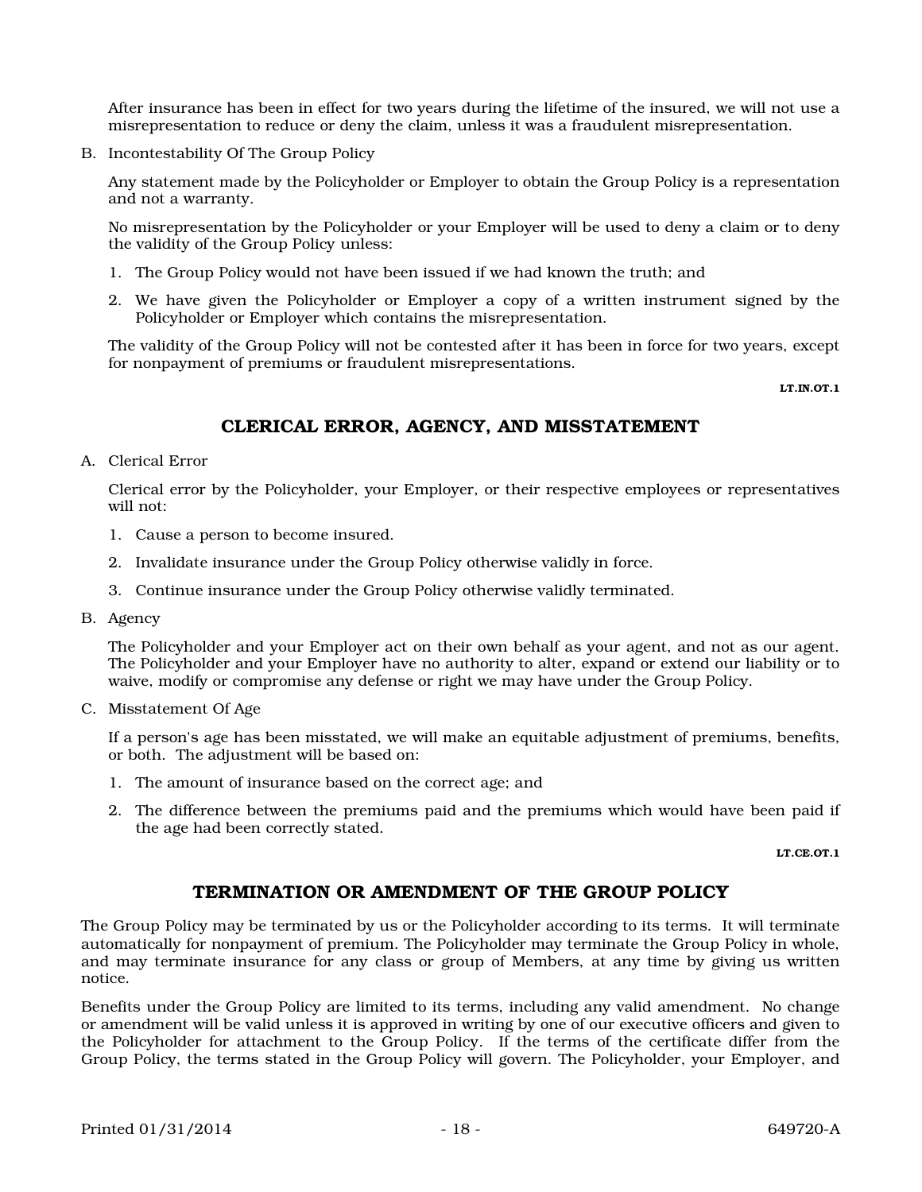After insurance has been in effect for two years during the lifetime of the insured, we will not use a misrepresentation to reduce or deny the claim, unless it was a fraudulent misrepresentation.

B. Incontestability Of The Group Policy

Any statement made by the Policyholder or Employer to obtain the Group Policy is a representation and not a warranty.

No misrepresentation by the Policyholder or your Employer will be used to deny a claim or to deny the validity of the Group Policy unless:

1. The Group Policy would not have been issued if we had known the truth; and
2. We have given the Policyholder or Employer a copy of a written instrument signed by the Policyholder or Employer which contains the misrepresentation.

The validity of the Group Policy will not be contested after it has been in force for two years, except for nonpayment of premiums or fraudulent misrepresentations.

LT.IN.OT.1

## CLERICAL ERROR, AGENCY, AND MISSTATEMENT

A. Clerical Error

Clerical error by the Policyholder, your Employer, or their respective employees or representatives will not:

1. Cause a person to become insured.
2. Invalidate insurance under the Group Policy otherwise validly in force.
3. Continue insurance under the Group Policy otherwise validly terminated.

B. Agency

The Policyholder and your Employer act on their own behalf as your agent, and not as our agent. The Policyholder and your Employer have no authority to alter, expand or extend our liability or to waive, modify or compromise any defense or right we may have under the Group Policy.

C. Misstatement Of Age

If a person's age has been misstated, we will make an equitable adjustment of premiums, benefits, or both. The adjustment will be based on:

1. The amount of insurance based on the correct age; and
2. The difference between the premiums paid and the premiums which would have been paid if the age had been correctly stated.

LT.CE.OT.1

## TERMINATION OR AMENDMENT OF THE GROUP POLICY

The Group Policy may be terminated by us or the Policyholder according to its terms. It will terminate automatically for nonpayment of premium. The Policyholder may terminate the Group Policy in whole, and may terminate insurance for any class or group of Members, at any time by giving us written notice.

Benefits under the Group Policy are limited to its terms, including any valid amendment. No change or amendment will be valid unless it is approved in writing by one of our executive officers and given to the Policyholder for attachment to the Group Policy. If the terms of the certificate differ from the Group Policy, the terms stated in the Group Policy will govern. The Policyholder, your Employer, and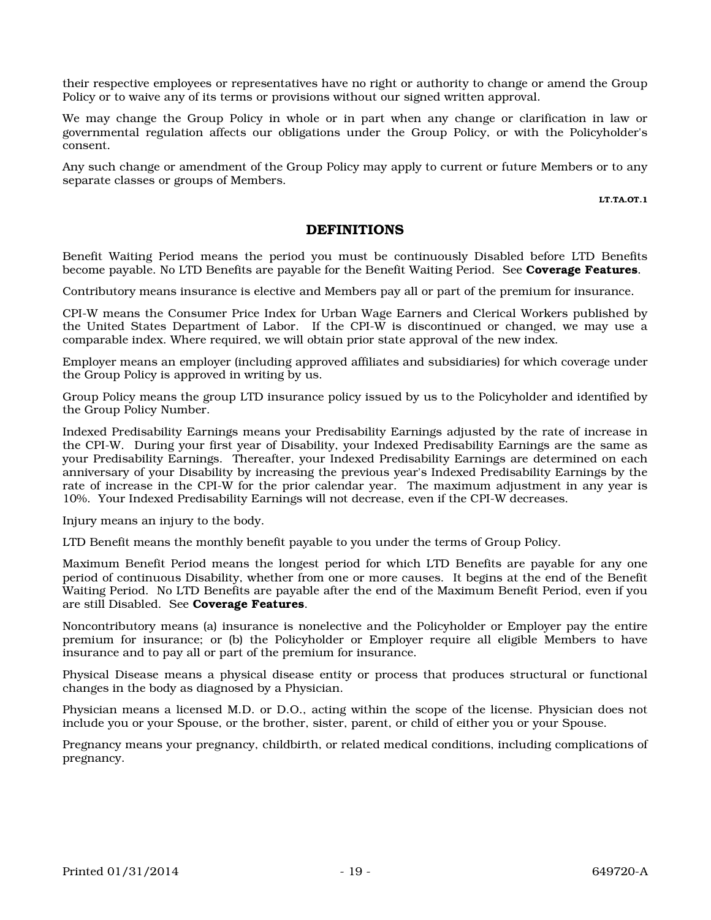their respective employees or representatives have no right or authority to change or amend the Group Policy or to waive any of its terms or provisions without our signed written approval.

We may change the Group Policy in whole or in part when any change or clarification in law or governmental regulation affects our obligations under the Group Policy, or with the Policyholder's consent.

Any such change or amendment of the Group Policy may apply to current or future Members or to any separate classes or groups of Members.

LT.TA.OT.1

## DEFINITIONS

Benefit Waiting Period means the period you must be continuously Disabled before LTD Benefits become payable. No LTD Benefits are payable for the Benefit Waiting Period. See **Coverage Features**.

Contributory means insurance is elective and Members pay all or part of the premium for insurance.

CPI-W means the Consumer Price Index for Urban Wage Earners and Clerical Workers published by the United States Department of Labor. If the CPI-W is discontinued or changed, we may use a comparable index. Where required, we will obtain prior state approval of the new index.

Employer means an employer (including approved affiliates and subsidiaries) for which coverage under the Group Policy is approved in writing by us.

Group Policy means the group LTD insurance policy issued by us to the Policyholder and identified by the Group Policy Number.

Indexed Predisability Earnings means your Predisability Earnings adjusted by the rate of increase in the CPI-W. During your first year of Disability, your Indexed Predisability Earnings are the same as your Predisability Earnings. Thereafter, your Indexed Predisability Earnings are determined on each anniversary of your Disability by increasing the previous year's Indexed Predisability Earnings by the rate of increase in the CPI-W for the prior calendar year. The maximum adjustment in any year is 10%. Your Indexed Predisability Earnings will not decrease, even if the CPI-W decreases.

Injury means an injury to the body.

LTD Benefit means the monthly benefit payable to you under the terms of Group Policy.

Maximum Benefit Period means the longest period for which LTD Benefits are payable for any one period of continuous Disability, whether from one or more causes. It begins at the end of the Benefit Waiting Period. No LTD Benefits are payable after the end of the Maximum Benefit Period, even if you are still Disabled. See **Coverage Features**.

Noncontributory means (a) insurance is nonelective and the Policyholder or Employer pay the entire premium for insurance; or (b) the Policyholder or Employer require all eligible Members to have insurance and to pay all or part of the premium for insurance.

Physical Disease means a physical disease entity or process that produces structural or functional changes in the body as diagnosed by a Physician.

Physician means a licensed M.D. or D.O., acting within the scope of the license. Physician does not include you or your Spouse, or the brother, sister, parent, or child of either you or your Spouse.

Pregnancy means your pregnancy, childbirth, or related medical conditions, including complications of pregnancy.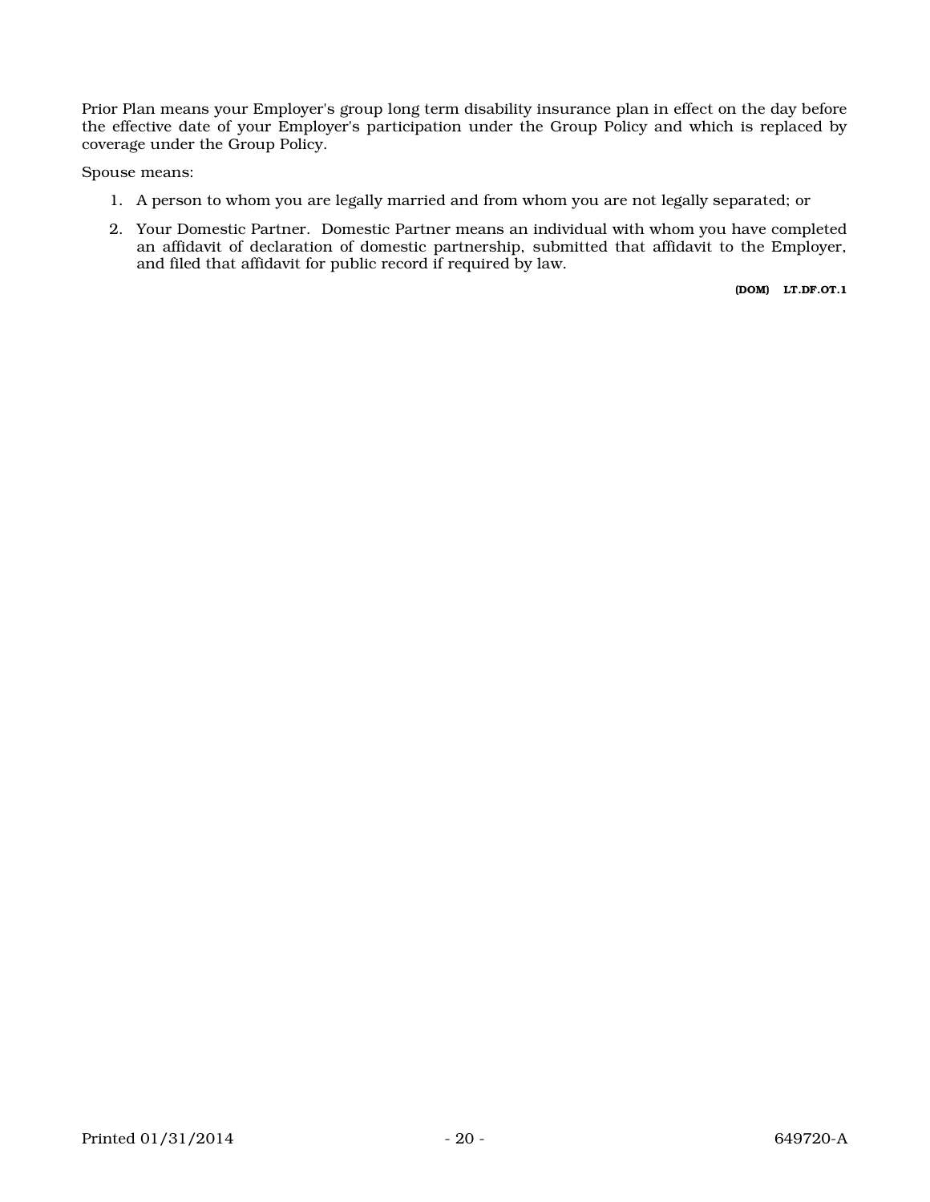Prior Plan means your Employer's group long term disability insurance plan in effect on the day before the effective date of your Employer's participation under the Group Policy and which is replaced by coverage under the Group Policy.

Spouse means:

1. A person to whom you are legally married and from whom you are not legally separated; or
2. Your Domestic Partner. Domestic Partner means an individual with whom you have completed an affidavit of declaration of domestic partnership, submitted that affidavit to the Employer, and filed that affidavit for public record if required by law.

**(DOM) LT.DF.OT.1**